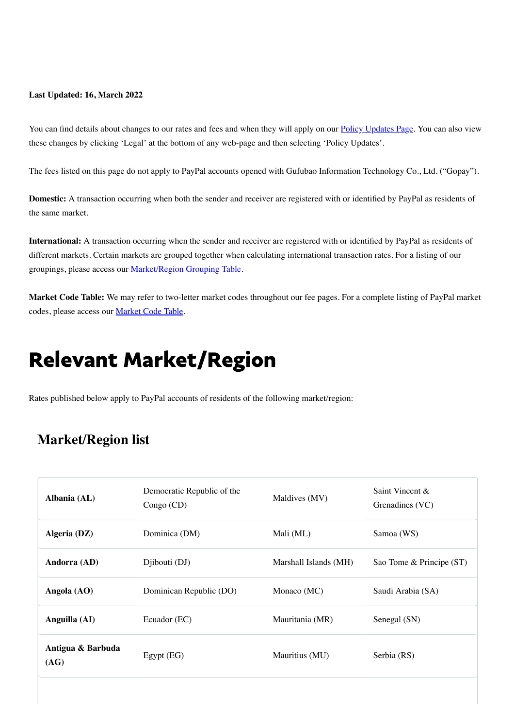**Last Updated: 16, March 2022**

You can find details about changes to our rates and fees and when they will apply on our [Policy Updates Page](). You can also view these changes by clicking 'Legal' at the bottom of any web-page and then selecting 'Policy Updates'.

The fees listed on this page do not apply to PayPal accounts opened with Gufubao Information Technology Co., Ltd. ("Gopay").

**Domestic:** A transaction occurring when both the sender and receiver are registered with or identified by PayPal as residents of the same market.

**International:** A transaction occurring when the sender and receiver are registered with or identified by PayPal as residents of different markets. Certain markets are grouped together when calculating international transaction rates. For a listing of our groupings, please access our [Market/Region Grouping Table]().

**Market Code Table:** We may refer to two-letter market codes throughout our fee pages. For a complete listing of PayPal market codes, please access our [Market Code Table]().

# Relevant Market/Region

Rates published below apply to PayPal accounts of residents of the following market/region:

## Market/Region list

| | | | |
|---|---|---|---|
| **Albania (AL)** | Democratic Republic of the Congo (CD) | Maldives (MV) | Saint Vincent & Grenadines (VC) |
| **Algeria (DZ)** | Dominica (DM) | Mali (ML) | Samoa (WS) |
| **Andorra (AD)** | Djibouti (DJ) | Marshall Islands (MH) | Sao Tome & Principe (ST) |
| **Angola (AO)** | Dominican Republic (DO) | Monaco (MC) | Saudi Arabia (SA) |
| **Anguilla (AI)** | Ecuador (EC) | Mauritania (MR) | Senegal (SN) |
| **Antigua & Barbuda (AG)** | Egypt (EG) | Mauritius (MU) | Serbia (RS) |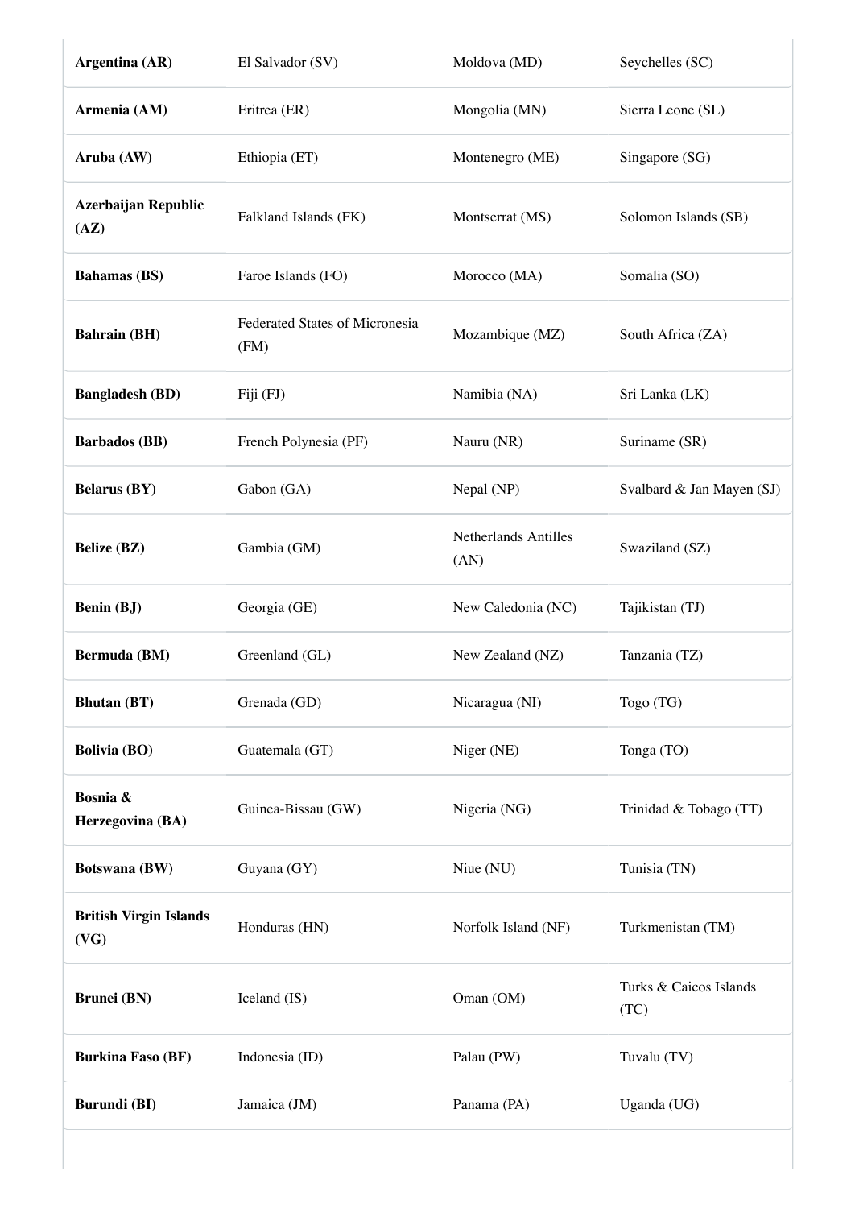| | | | |
|---|---|---|---|
| **Argentina (AR)** | El Salvador (SV) | Moldova (MD) | Seychelles (SC) |
| **Armenia (AM)** | Eritrea (ER) | Mongolia (MN) | Sierra Leone (SL) |
| **Aruba (AW)** | Ethiopia (ET) | Montenegro (ME) | Singapore (SG) |
| **Azerbaijan Republic (AZ)** | Falkland Islands (FK) | Montserrat (MS) | Solomon Islands (SB) |
| **Bahamas (BS)** | Faroe Islands (FO) | Morocco (MA) | Somalia (SO) |
| **Bahrain (BH)** | Federated States of Micronesia (FM) | Mozambique (MZ) | South Africa (ZA) |
| **Bangladesh (BD)** | Fiji (FJ) | Namibia (NA) | Sri Lanka (LK) |
| **Barbados (BB)** | French Polynesia (PF) | Nauru (NR) | Suriname (SR) |
| **Belarus (BY)** | Gabon (GA) | Nepal (NP) | Svalbard & Jan Mayen (SJ) |
| **Belize (BZ)** | Gambia (GM) | Netherlands Antilles (AN) | Swaziland (SZ) |
| **Benin (BJ)** | Georgia (GE) | New Caledonia (NC) | Tajikistan (TJ) |
| **Bermuda (BM)** | Greenland (GL) | New Zealand (NZ) | Tanzania (TZ) |
| **Bhutan (BT)** | Grenada (GD) | Nicaragua (NI) | Togo (TG) |
| **Bolivia (BO)** | Guatemala (GT) | Niger (NE) | Tonga (TO) |
| **Bosnia & Herzegovina (BA)** | Guinea-Bissau (GW) | Nigeria (NG) | Trinidad & Tobago (TT) |
| **Botswana (BW)** | Guyana (GY) | Niue (NU) | Tunisia (TN) |
| **British Virgin Islands (VG)** | Honduras (HN) | Norfolk Island (NF) | Turkmenistan (TM) |
| **Brunei (BN)** | Iceland (IS) | Oman (OM) | Turks & Caicos Islands (TC) |
| **Burkina Faso (BF)** | Indonesia (ID) | Palau (PW) | Tuvalu (TV) |
| **Burundi (BI)** | Jamaica (JM) | Panama (PA) | Uganda (UG) |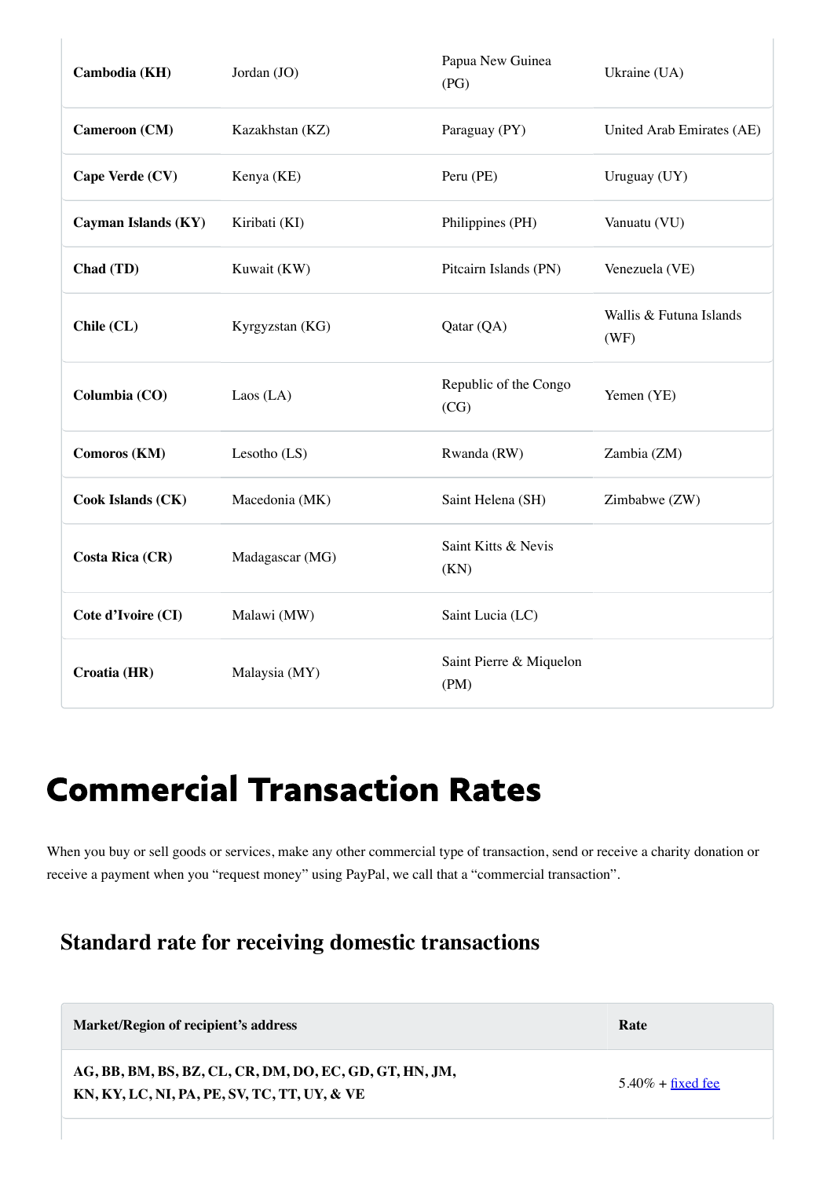| | | | |
|---|---|---|---|
| **Cambodia (KH)** | Jordan (JO) | Papua New Guinea (PG) | Ukraine (UA) |
| **Cameroon (CM)** | Kazakhstan (KZ) | Paraguay (PY) | United Arab Emirates (AE) |
| **Cape Verde (CV)** | Kenya (KE) | Peru (PE) | Uruguay (UY) |
| **Cayman Islands (KY)** | Kiribati (KI) | Philippines (PH) | Vanuatu (VU) |
| **Chad (TD)** | Kuwait (KW) | Pitcairn Islands (PN) | Venezuela (VE) |
| **Chile (CL)** | Kyrgyzstan (KG) | Qatar (QA) | Wallis & Futuna Islands (WF) |
| **Columbia (CO)** | Laos (LA) | Republic of the Congo (CG) | Yemen (YE) |
| **Comoros (KM)** | Lesotho (LS) | Rwanda (RW) | Zambia (ZM) |
| **Cook Islands (CK)** | Macedonia (MK) | Saint Helena (SH) | Zimbabwe (ZW) |
| **Costa Rica (CR)** | Madagascar (MG) | Saint Kitts & Nevis (KN) | |
| **Cote d'Ivoire (CI)** | Malawi (MW) | Saint Lucia (LC) | |
| **Croatia (HR)** | Malaysia (MY) | Saint Pierre & Miquelon (PM) | |

# Commercial Transaction Rates

When you buy or sell goods or services, make any other commercial type of transaction, send or receive a charity donation or receive a payment when you "request money" using PayPal, we call that a "commercial transaction".

## Standard rate for receiving domestic transactions

| Market/Region of recipient's address | Rate |
|---|---|
| **AG, BB, BM, BS, BZ, CL, CR, DM, DO, EC, GD, GT, HN, JM, KN, KY, LC, NI, PA, PE, SV, TC, TT, UY, & VE** | 5.40% + fixed fee |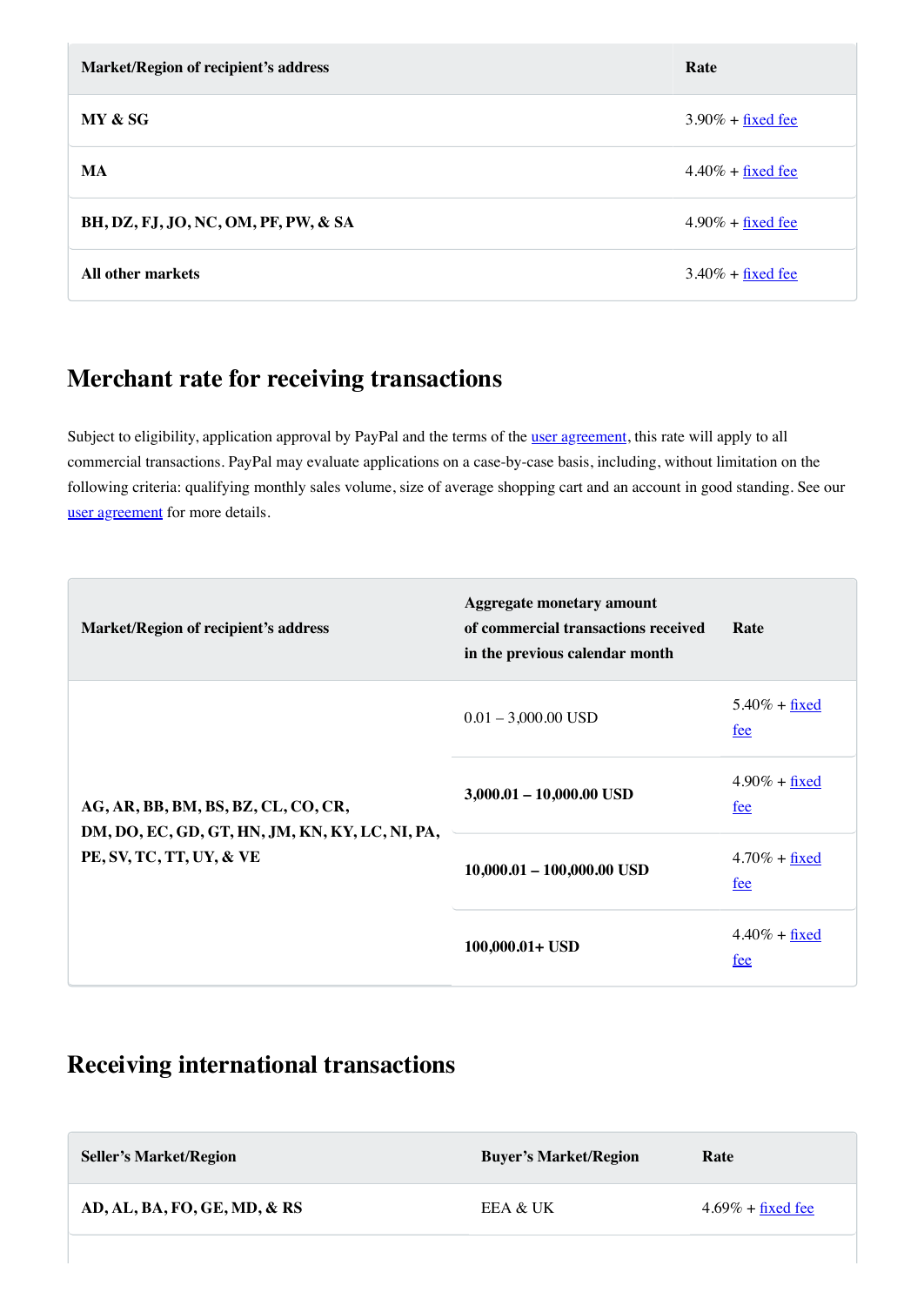| Market/Region of recipient's address | Rate |
|---|---|
| **MY & SG** | 3.90% + fixed fee |
| **MA** | 4.40% + fixed fee |
| **BH, DZ, FJ, JO, NC, OM, PF, PW, & SA** | 4.90% + fixed fee |
| **All other markets** | 3.40% + fixed fee |

## Merchant rate for receiving transactions

Subject to eligibility, application approval by PayPal and the terms of the user agreement, this rate will apply to all commercial transactions. PayPal may evaluate applications on a case-by-case basis, including, without limitation on the following criteria: qualifying monthly sales volume, size of average shopping cart and an account in good standing. See our user agreement for more details.

| Market/Region of recipient's address | Aggregate monetary amount of commercial transactions received in the previous calendar month | Rate |
|---|---|---|
| **AG, AR, BB, BM, BS, BZ, CL, CO, CR, DM, DO, EC, GD, GT, HN, JM, KN, KY, LC, NI, PA, PE, SV, TC, TT, UY, & VE** | 0.01 – 3,000.00 USD | 5.40% + fixed fee |
| | **3,000.01 – 10,000.00 USD** | 4.90% + fixed fee |
| | **10,000.01 – 100,000.00 USD** | 4.70% + fixed fee |
| | **100,000.01+ USD** | 4.40% + fixed fee |

## Receiving international transactions

| Seller's Market/Region | Buyer's Market/Region | Rate |
|---|---|---|
| **AD, AL, BA, FO, GE, MD, & RS** | EEA & UK | 4.69% + fixed fee |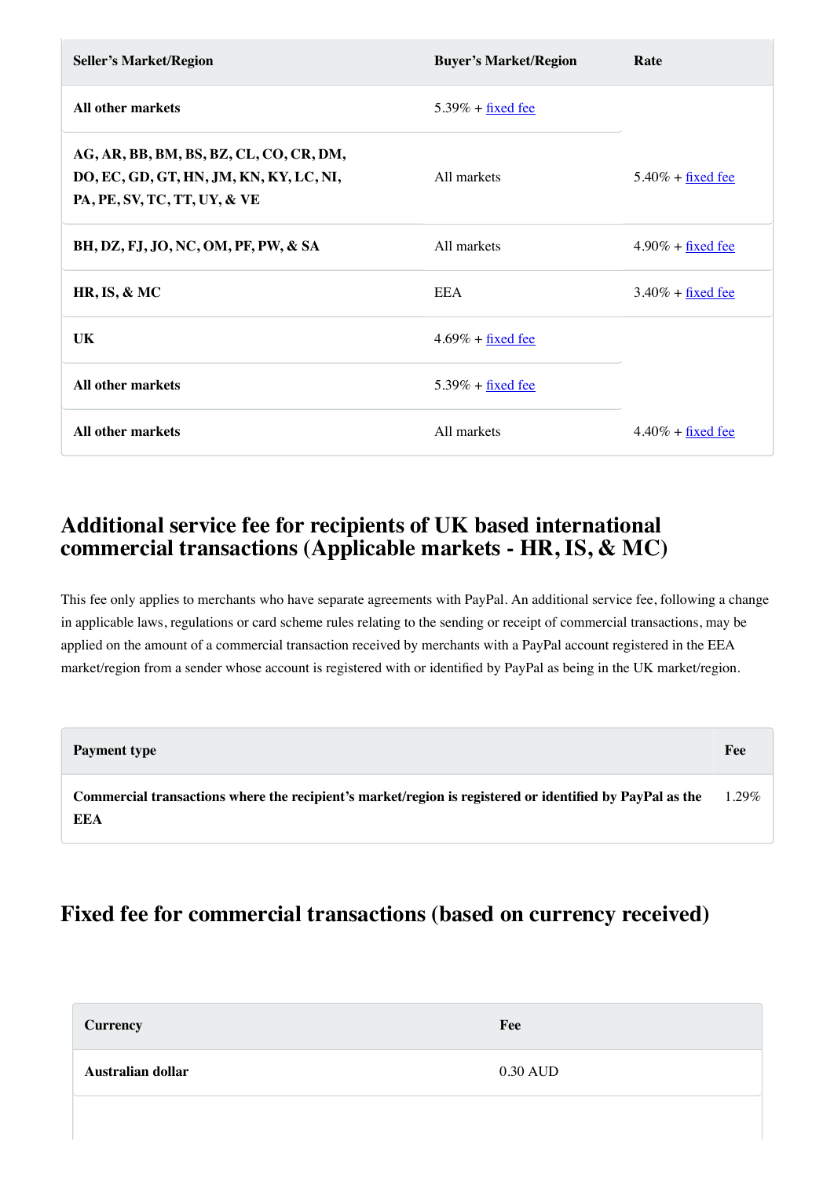| Seller's Market/Region | Buyer's Market/Region | Rate |
|---|---|---|
| **All other markets** | 5.39% + fixed fee | |
| **AG, AR, BB, BM, BS, BZ, CL, CO, CR, DM, DO, EC, GD, GT, HN, JM, KN, KY, LC, NI, PA, PE, SV, TC, TT, UY, & VE** | All markets | 5.40% + fixed fee |
| **BH, DZ, FJ, JO, NC, OM, PF, PW, & SA** | All markets | 4.90% + fixed fee |
| **HR, IS, & MC** | EEA | 3.40% + fixed fee |
| **UK** | 4.69% + fixed fee | |
| **All other markets** | 5.39% + fixed fee | |
| **All other markets** | All markets | 4.40% + fixed fee |

## Additional service fee for recipients of UK based international commercial transactions (Applicable markets - HR, IS, & MC)

This fee only applies to merchants who have separate agreements with PayPal. An additional service fee, following a change in applicable laws, regulations or card scheme rules relating to the sending or receipt of commercial transactions, may be applied on the amount of a commercial transaction received by merchants with a PayPal account registered in the EEA market/region from a sender whose account is registered with or identified by PayPal as being in the UK market/region.

| Payment type | Fee |
|---|---|
| **Commercial transactions where the recipient's market/region is registered or identified by PayPal as the EEA** | 1.29% |

## Fixed fee for commercial transactions (based on currency received)

| Currency | Fee |
|---|---|
| **Australian dollar** | 0.30 AUD |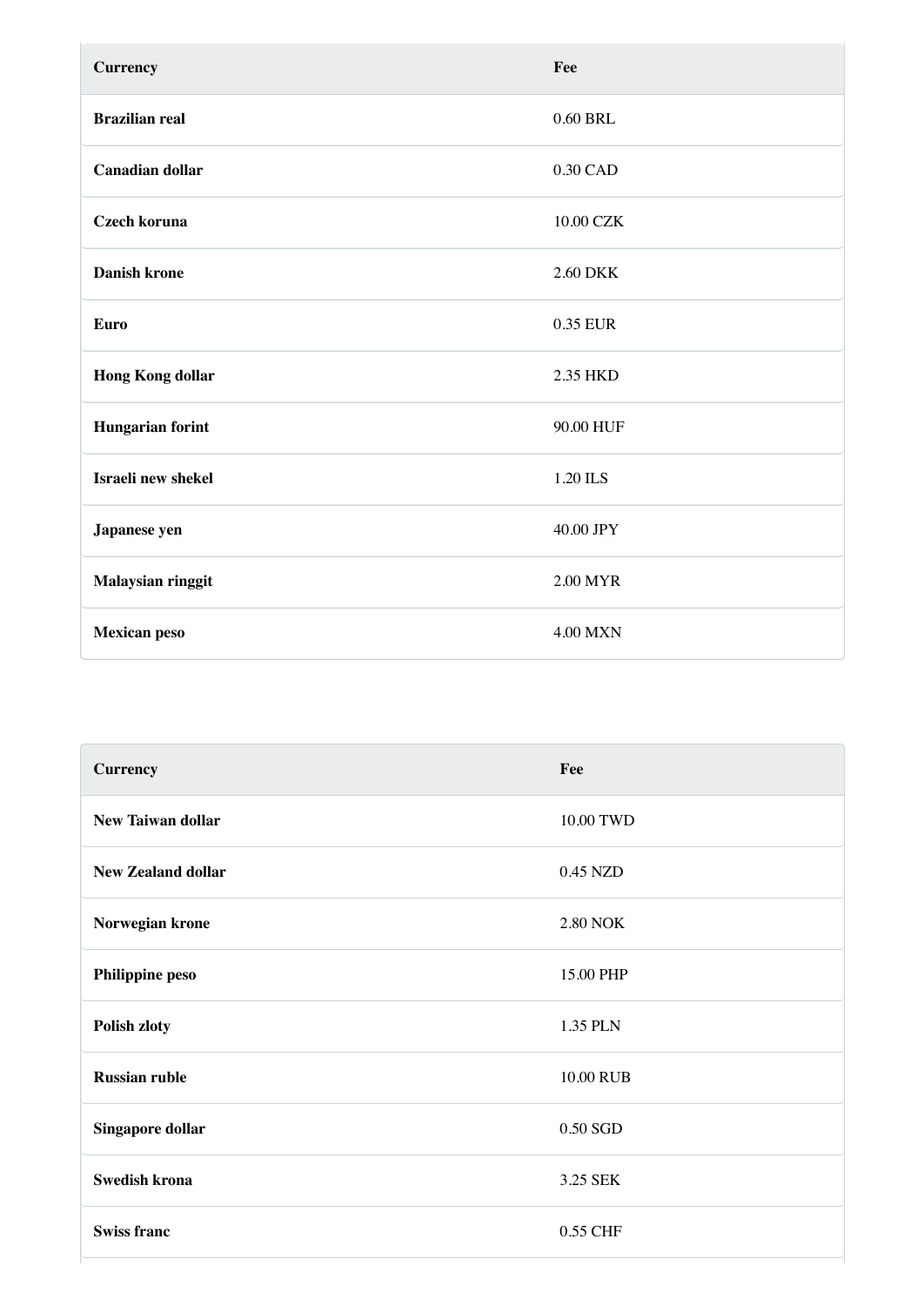| Currency | Fee |
| --- | --- |
| **Brazilian real** | 0.60 BRL |
| **Canadian dollar** | 0.30 CAD |
| **Czech koruna** | 10.00 CZK |
| **Danish krone** | 2.60 DKK |
| **Euro** | 0.35 EUR |
| **Hong Kong dollar** | 2.35 HKD |
| **Hungarian forint** | 90.00 HUF |
| **Israeli new shekel** | 1.20 ILS |
| **Japanese yen** | 40.00 JPY |
| **Malaysian ringgit** | 2.00 MYR |
| **Mexican peso** | 4.00 MXN |

| Currency | Fee |
| --- | --- |
| **New Taiwan dollar** | 10.00 TWD |
| **New Zealand dollar** | 0.45 NZD |
| **Norwegian krone** | 2.80 NOK |
| **Philippine peso** | 15.00 PHP |
| **Polish zloty** | 1.35 PLN |
| **Russian ruble** | 10.00 RUB |
| **Singapore dollar** | 0.50 SGD |
| **Swedish krona** | 3.25 SEK |
| **Swiss franc** | 0.55 CHF |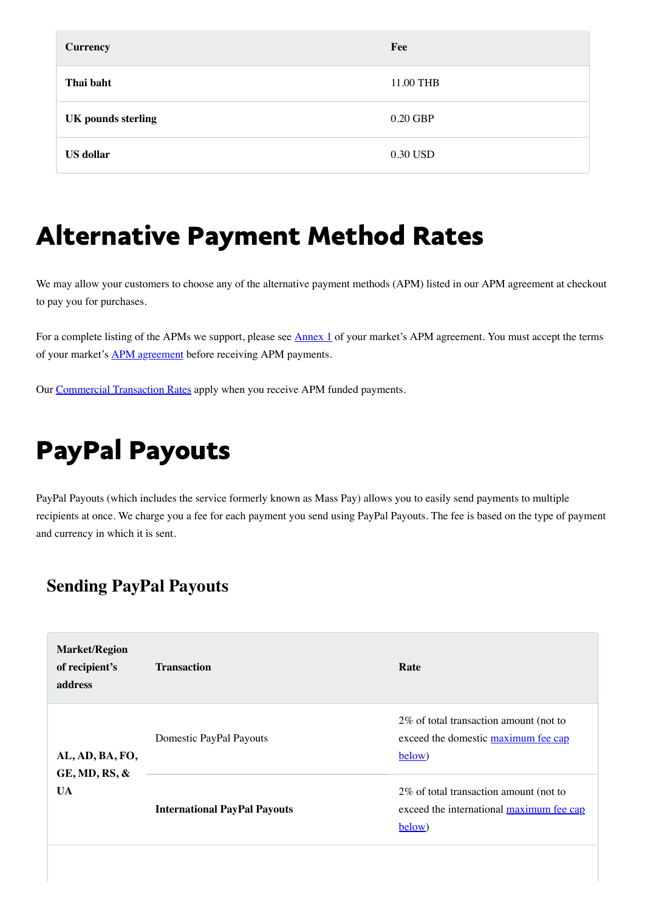| Currency | Fee |
| --- | --- |
| **Thai baht** | 11.00 THB |
| **UK pounds sterling** | 0.20 GBP |
| **US dollar** | 0.30 USD |

# Alternative Payment Method Rates

We may allow your customers to choose any of the alternative payment methods (APM) listed in our APM agreement at checkout to pay you for purchases.

For a complete listing of the APMs we support, please see Annex 1 of your market's APM agreement. You must accept the terms of your market's APM agreement before receiving APM payments.

Our Commercial Transaction Rates apply when you receive APM funded payments.

# PayPal Payouts

PayPal Payouts (which includes the service formerly known as Mass Pay) allows you to easily send payments to multiple recipients at once. We charge you a fee for each payment you send using PayPal Payouts. The fee is based on the type of payment and currency in which it is sent.

## Sending PayPal Payouts

| Market/Region of recipient's address | Transaction | Rate |
| --- | --- | --- |
| **AL, AD, BA, FO, GE, MD, RS, & UA** | Domestic PayPal Payouts | 2% of total transaction amount (not to exceed the domestic maximum fee cap below) |
| | **International PayPal Payouts** | 2% of total transaction amount (not to exceed the international maximum fee cap below) |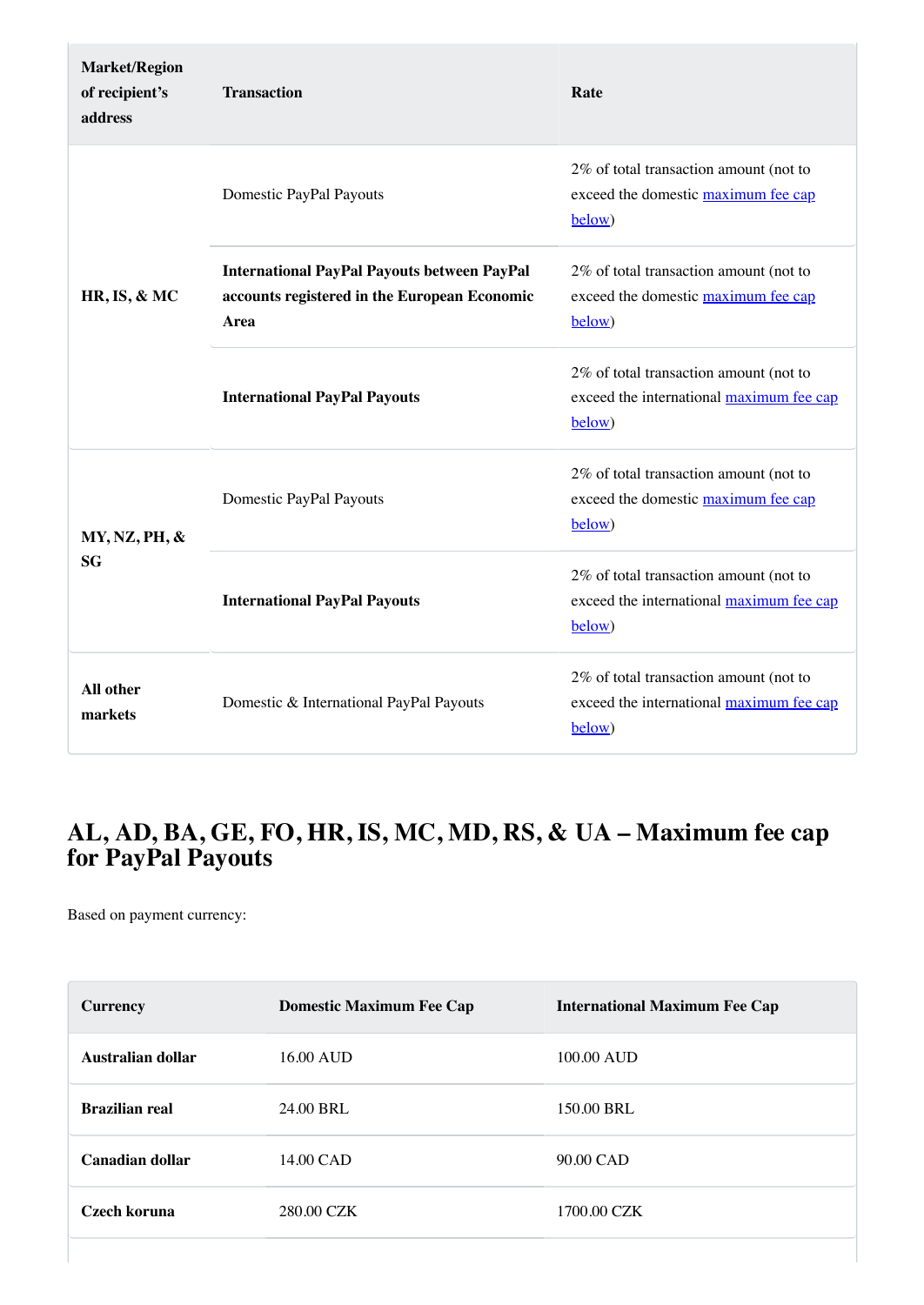| Market/Region of recipient's address | Transaction | Rate |
|---|---|---|
| HR, IS, & MC | Domestic PayPal Payouts | 2% of total transaction amount (not to exceed the domestic maximum fee cap below) |
| | **International PayPal Payouts between PayPal accounts registered in the European Economic Area** | 2% of total transaction amount (not to exceed the domestic maximum fee cap below) |
| | **International PayPal Payouts** | 2% of total transaction amount (not to exceed the international maximum fee cap below) |
| MY, NZ, PH, & SG | Domestic PayPal Payouts | 2% of total transaction amount (not to exceed the domestic maximum fee cap below) |
| | **International PayPal Payouts** | 2% of total transaction amount (not to exceed the international maximum fee cap below) |
| All other markets | Domestic & International PayPal Payouts | 2% of total transaction amount (not to exceed the international maximum fee cap below) |

## AL, AD, BA, GE, FO, HR, IS, MC, MD, RS, & UA – Maximum fee cap for PayPal Payouts

Based on payment currency:

| Currency | Domestic Maximum Fee Cap | International Maximum Fee Cap |
|---|---|---|
| **Australian dollar** | 16.00 AUD | 100.00 AUD |
| **Brazilian real** | 24.00 BRL | 150.00 BRL |
| **Canadian dollar** | 14.00 CAD | 90.00 CAD |
| **Czech koruna** | 280.00 CZK | 1700.00 CZK |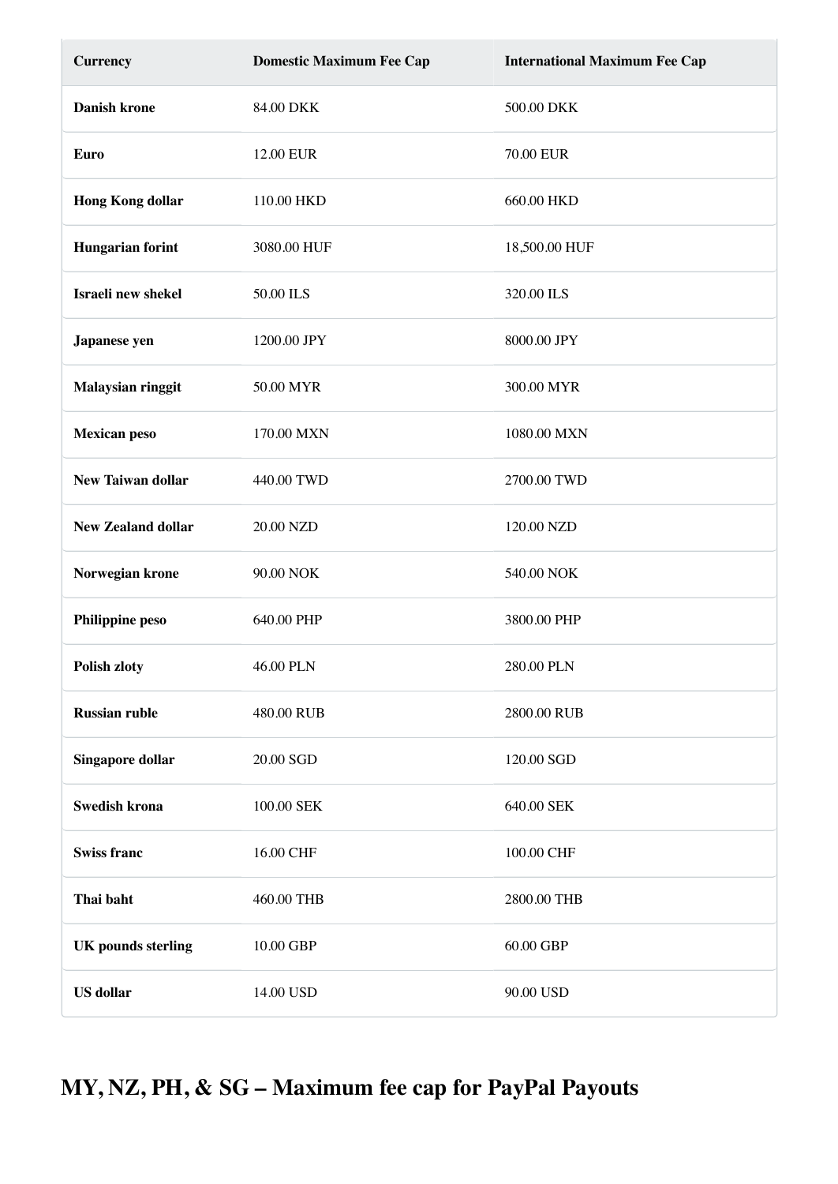| Currency | Domestic Maximum Fee Cap | International Maximum Fee Cap |
| --- | --- | --- |
| **Danish krone** | 84.00 DKK | 500.00 DKK |
| **Euro** | 12.00 EUR | 70.00 EUR |
| **Hong Kong dollar** | 110.00 HKD | 660.00 HKD |
| **Hungarian forint** | 3080.00 HUF | 18,500.00 HUF |
| **Israeli new shekel** | 50.00 ILS | 320.00 ILS |
| **Japanese yen** | 1200.00 JPY | 8000.00 JPY |
| **Malaysian ringgit** | 50.00 MYR | 300.00 MYR |
| **Mexican peso** | 170.00 MXN | 1080.00 MXN |
| **New Taiwan dollar** | 440.00 TWD | 2700.00 TWD |
| **New Zealand dollar** | 20.00 NZD | 120.00 NZD |
| **Norwegian krone** | 90.00 NOK | 540.00 NOK |
| **Philippine peso** | 640.00 PHP | 3800.00 PHP |
| **Polish zloty** | 46.00 PLN | 280.00 PLN |
| **Russian ruble** | 480.00 RUB | 2800.00 RUB |
| **Singapore dollar** | 20.00 SGD | 120.00 SGD |
| **Swedish krona** | 100.00 SEK | 640.00 SEK |
| **Swiss franc** | 16.00 CHF | 100.00 CHF |
| **Thai baht** | 460.00 THB | 2800.00 THB |
| **UK pounds sterling** | 10.00 GBP | 60.00 GBP |
| **US dollar** | 14.00 USD | 90.00 USD |

## MY, NZ, PH, & SG – Maximum fee cap for PayPal Payouts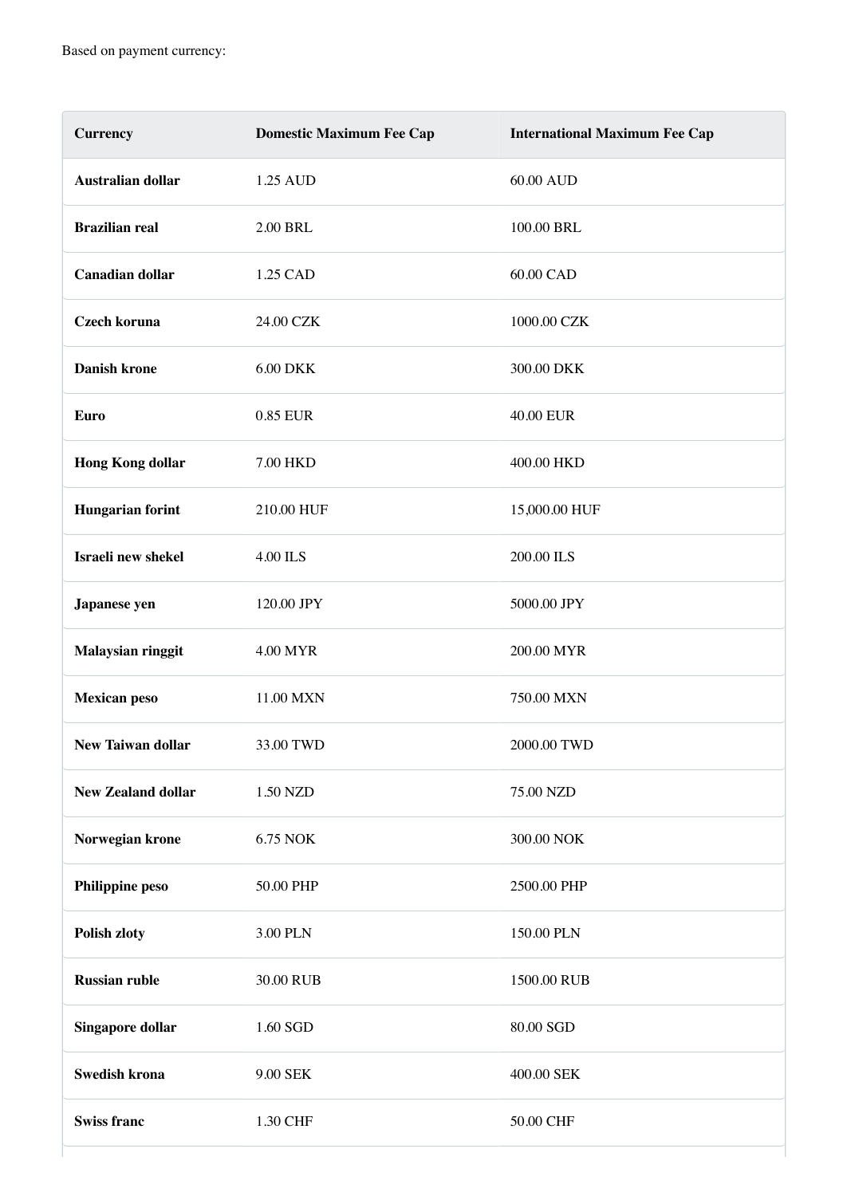Based on payment currency:

| Currency | Domestic Maximum Fee Cap | International Maximum Fee Cap |
| --- | --- | --- |
| **Australian dollar** | 1.25 AUD | 60.00 AUD |
| **Brazilian real** | 2.00 BRL | 100.00 BRL |
| **Canadian dollar** | 1.25 CAD | 60.00 CAD |
| **Czech koruna** | 24.00 CZK | 1000.00 CZK |
| **Danish krone** | 6.00 DKK | 300.00 DKK |
| **Euro** | 0.85 EUR | 40.00 EUR |
| **Hong Kong dollar** | 7.00 HKD | 400.00 HKD |
| **Hungarian forint** | 210.00 HUF | 15,000.00 HUF |
| **Israeli new shekel** | 4.00 ILS | 200.00 ILS |
| **Japanese yen** | 120.00 JPY | 5000.00 JPY |
| **Malaysian ringgit** | 4.00 MYR | 200.00 MYR |
| **Mexican peso** | 11.00 MXN | 750.00 MXN |
| **New Taiwan dollar** | 33.00 TWD | 2000.00 TWD |
| **New Zealand dollar** | 1.50 NZD | 75.00 NZD |
| **Norwegian krone** | 6.75 NOK | 300.00 NOK |
| **Philippine peso** | 50.00 PHP | 2500.00 PHP |
| **Polish zloty** | 3.00 PLN | 150.00 PLN |
| **Russian ruble** | 30.00 RUB | 1500.00 RUB |
| **Singapore dollar** | 1.60 SGD | 80.00 SGD |
| **Swedish krona** | 9.00 SEK | 400.00 SEK |
| **Swiss franc** | 1.30 CHF | 50.00 CHF |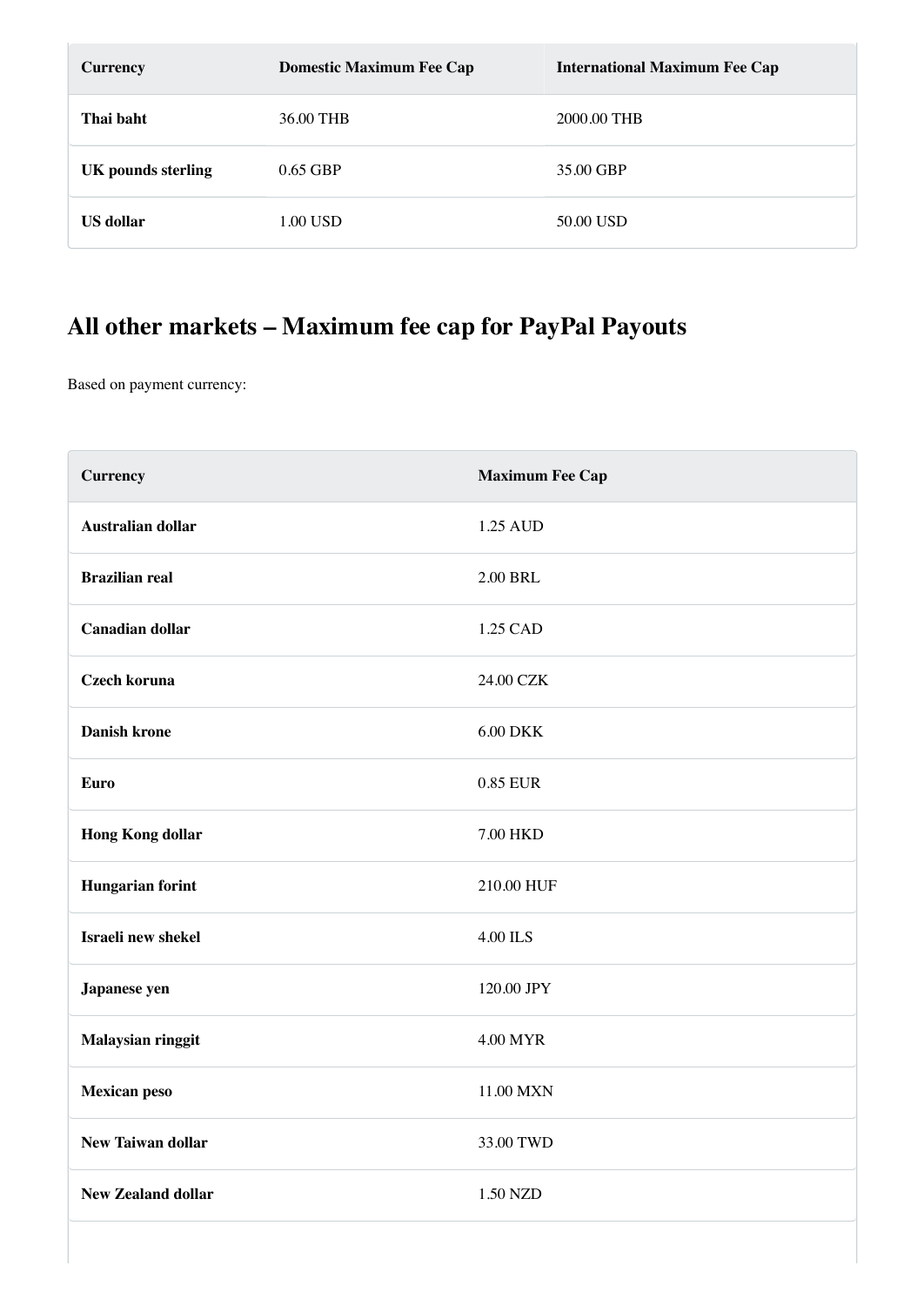| Currency | Domestic Maximum Fee Cap | International Maximum Fee Cap |
|---|---|---|
| **Thai baht** | 36.00 THB | 2000.00 THB |
| **UK pounds sterling** | 0.65 GBP | 35.00 GBP |
| **US dollar** | 1.00 USD | 50.00 USD |

## All other markets – Maximum fee cap for PayPal Payouts

Based on payment currency:

| Currency | Maximum Fee Cap |
|---|---|
| **Australian dollar** | 1.25 AUD |
| **Brazilian real** | 2.00 BRL |
| **Canadian dollar** | 1.25 CAD |
| **Czech koruna** | 24.00 CZK |
| **Danish krone** | 6.00 DKK |
| **Euro** | 0.85 EUR |
| **Hong Kong dollar** | 7.00 HKD |
| **Hungarian forint** | 210.00 HUF |
| **Israeli new shekel** | 4.00 ILS |
| **Japanese yen** | 120.00 JPY |
| **Malaysian ringgit** | 4.00 MYR |
| **Mexican peso** | 11.00 MXN |
| **New Taiwan dollar** | 33.00 TWD |
| **New Zealand dollar** | 1.50 NZD |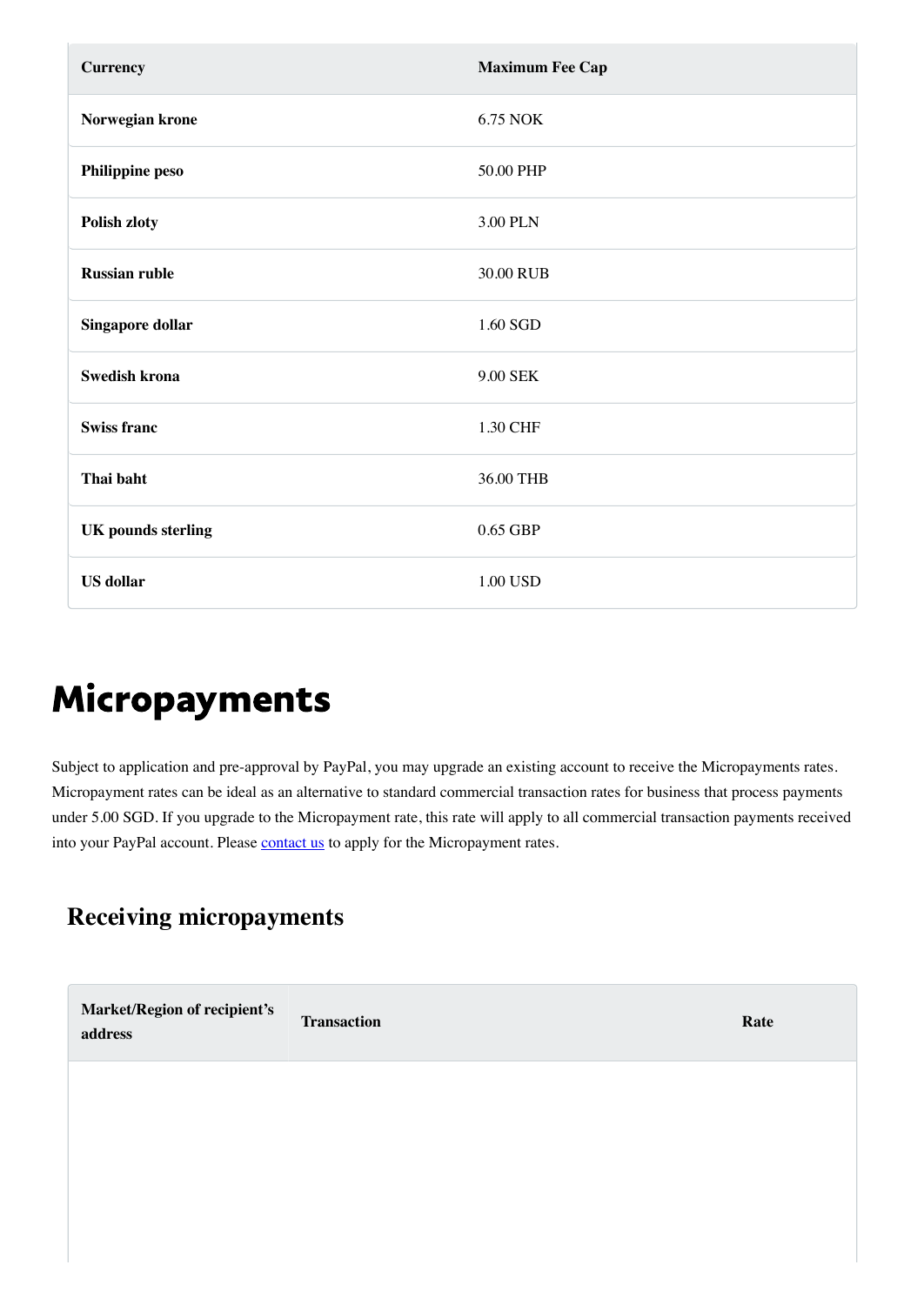| Currency | Maximum Fee Cap |
| --- | --- |
| **Norwegian krone** | 6.75 NOK |
| **Philippine peso** | 50.00 PHP |
| **Polish zloty** | 3.00 PLN |
| **Russian ruble** | 30.00 RUB |
| **Singapore dollar** | 1.60 SGD |
| **Swedish krona** | 9.00 SEK |
| **Swiss franc** | 1.30 CHF |
| **Thai baht** | 36.00 THB |
| **UK pounds sterling** | 0.65 GBP |
| **US dollar** | 1.00 USD |

# Micropayments

Subject to application and pre-approval by PayPal, you may upgrade an existing account to receive the Micropayments rates. Micropayment rates can be ideal as an alternative to standard commercial transaction rates for business that process payments under 5.00 SGD. If you upgrade to the Micropayment rate, this rate will apply to all commercial transaction payments received into your PayPal account. Please contact us to apply for the Micropayment rates.

## Receiving micropayments

| Market/Region of recipient's address | Transaction | Rate |
| --- | --- | --- |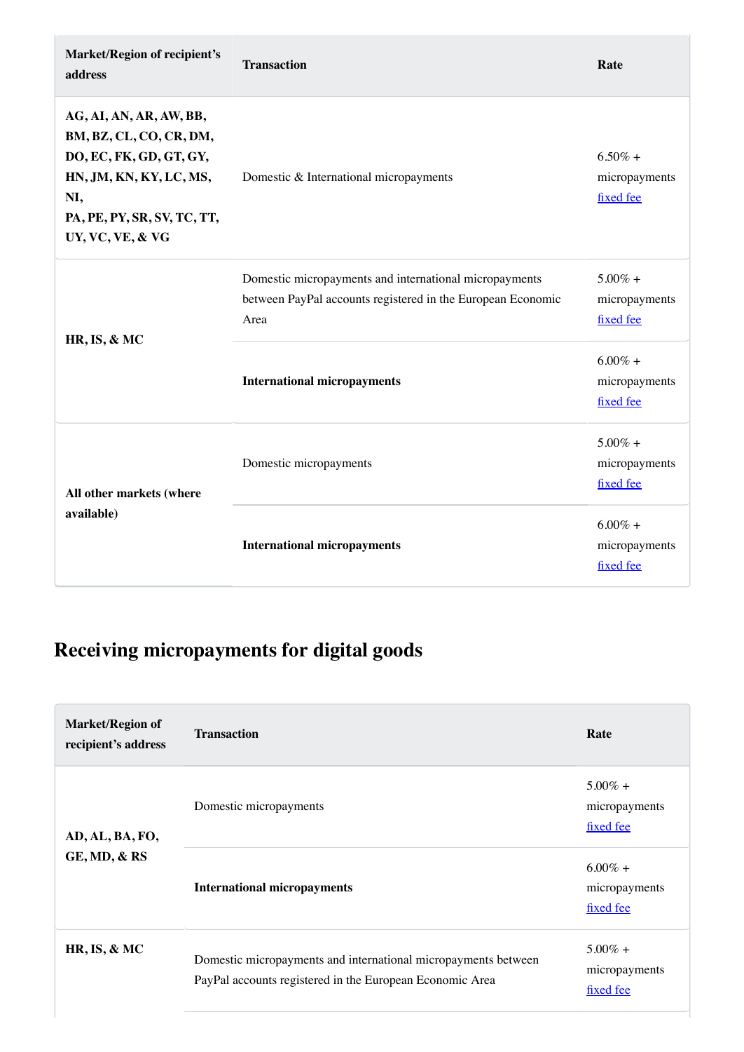| Market/Region of recipient's address | Transaction | Rate |
|---|---|---|
| AG, AI, AN, AR, AW, BB, BM, BZ, CL, CO, CR, DM, DO, EC, FK, GD, GT, GY, HN, JM, KN, KY, LC, MS, NI, PA, PE, PY, SR, SV, TC, TT, UY, VC, VE, & VG | Domestic & International micropayments | 6.50% + micropayments fixed fee |
| HR, IS, & MC | Domestic micropayments and international micropayments between PayPal accounts registered in the European Economic Area | 5.00% + micropayments fixed fee |
| | **International micropayments** | 6.00% + micropayments fixed fee |
| All other markets (where available) | Domestic micropayments | 5.00% + micropayments fixed fee |
| | **International micropayments** | 6.00% + micropayments fixed fee |

## Receiving micropayments for digital goods

| Market/Region of recipient's address | Transaction | Rate |
|---|---|---|
| AD, AL, BA, FO, GE, MD, & RS | Domestic micropayments | 5.00% + micropayments fixed fee |
| | **International micropayments** | 6.00% + micropayments fixed fee |
| HR, IS, & MC | Domestic micropayments and international micropayments between PayPal accounts registered in the European Economic Area | 5.00% + micropayments fixed fee |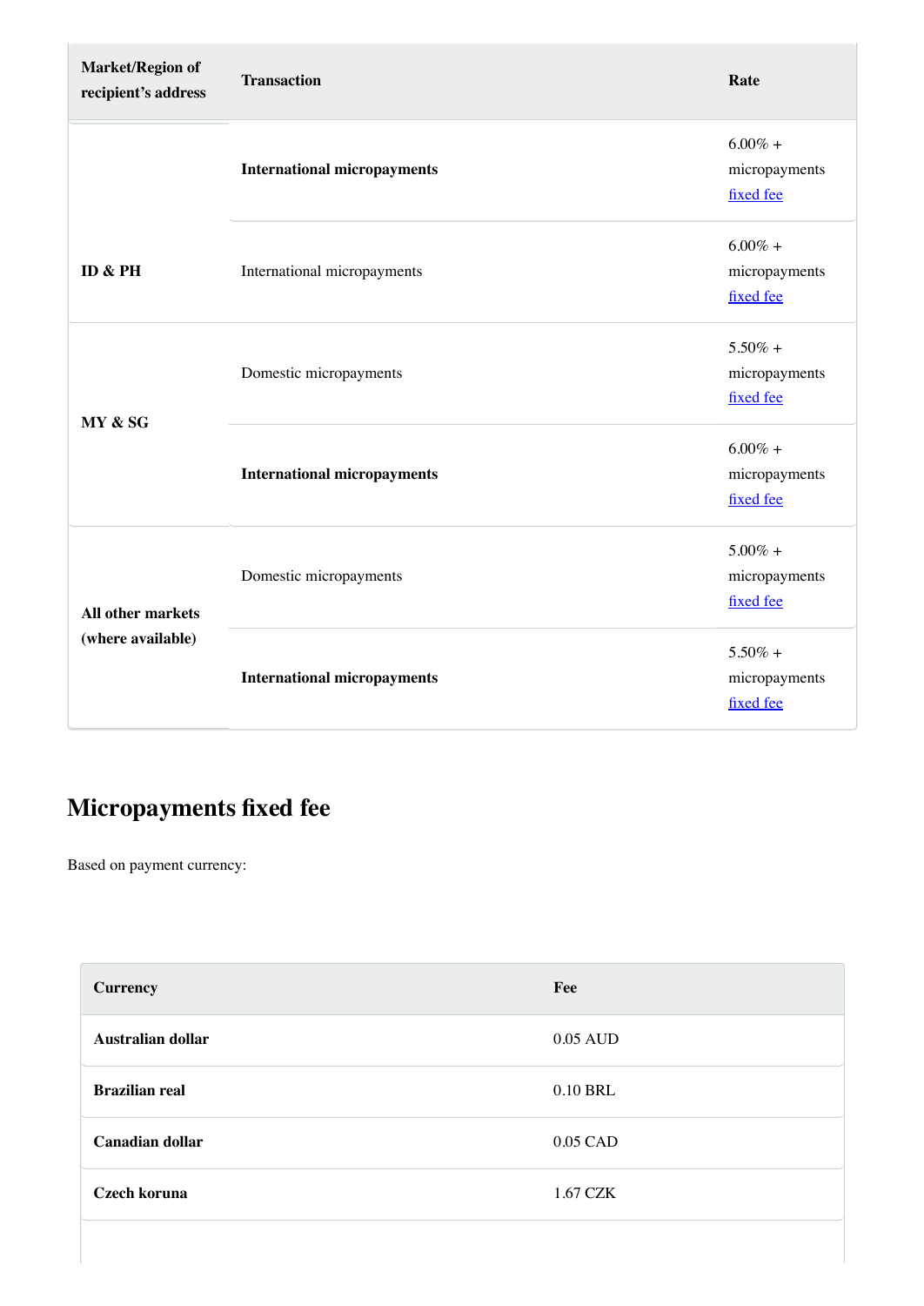| Market/Region of recipient's address | Transaction | Rate |
|---|---|---|
| | **International micropayments** | 6.00% + micropayments fixed fee |
| ID & PH | International micropayments | 6.00% + micropayments fixed fee |
| MY & SG | Domestic micropayments | 5.50% + micropayments fixed fee |
| | **International micropayments** | 6.00% + micropayments fixed fee |
| All other markets (where available) | Domestic micropayments | 5.00% + micropayments fixed fee |
| | **International micropayments** | 5.50% + micropayments fixed fee |

## Micropayments fixed fee

Based on payment currency:

| Currency | Fee |
|---|---|
| **Australian dollar** | 0.05 AUD |
| **Brazilian real** | 0.10 BRL |
| **Canadian dollar** | 0.05 CAD |
| **Czech koruna** | 1.67 CZK |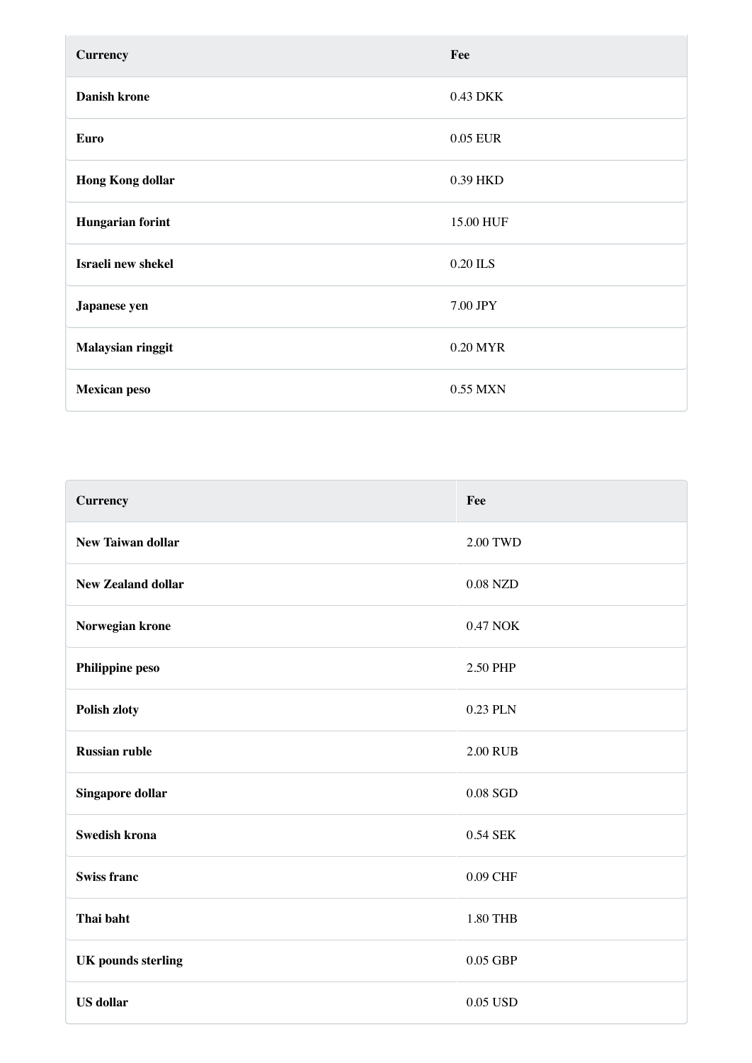| Currency | Fee |
| --- | --- |
| **Danish krone** | 0.43 DKK |
| **Euro** | 0.05 EUR |
| **Hong Kong dollar** | 0.39 HKD |
| **Hungarian forint** | 15.00 HUF |
| **Israeli new shekel** | 0.20 ILS |
| **Japanese yen** | 7.00 JPY |
| **Malaysian ringgit** | 0.20 MYR |
| **Mexican peso** | 0.55 MXN |

| Currency | Fee |
| --- | --- |
| **New Taiwan dollar** | 2.00 TWD |
| **New Zealand dollar** | 0.08 NZD |
| **Norwegian krone** | 0.47 NOK |
| **Philippine peso** | 2.50 PHP |
| **Polish zloty** | 0.23 PLN |
| **Russian ruble** | 2.00 RUB |
| **Singapore dollar** | 0.08 SGD |
| **Swedish krona** | 0.54 SEK |
| **Swiss franc** | 0.09 CHF |
| **Thai baht** | 1.80 THB |
| **UK pounds sterling** | 0.05 GBP |
| **US dollar** | 0.05 USD |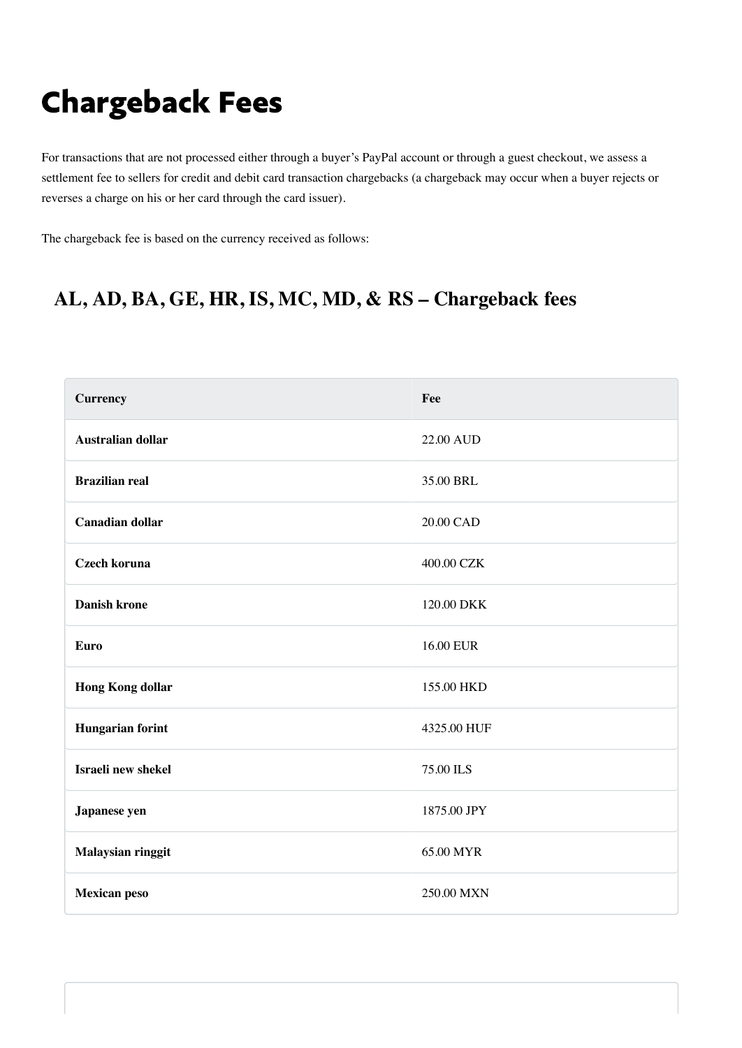# Chargeback Fees

For transactions that are not processed either through a buyer's PayPal account or through a guest checkout, we assess a settlement fee to sellers for credit and debit card transaction chargebacks (a chargeback may occur when a buyer rejects or reverses a charge on his or her card through the card issuer).

The chargeback fee is based on the currency received as follows:

## AL, AD, BA, GE, HR, IS, MC, MD, & RS – Chargeback fees

| Currency | Fee |
| --- | --- |
| **Australian dollar** | 22.00 AUD |
| **Brazilian real** | 35.00 BRL |
| **Canadian dollar** | 20.00 CAD |
| **Czech koruna** | 400.00 CZK |
| **Danish krone** | 120.00 DKK |
| **Euro** | 16.00 EUR |
| **Hong Kong dollar** | 155.00 HKD |
| **Hungarian forint** | 4325.00 HUF |
| **Israeli new shekel** | 75.00 ILS |
| **Japanese yen** | 1875.00 JPY |
| **Malaysian ringgit** | 65.00 MYR |
| **Mexican peso** | 250.00 MXN |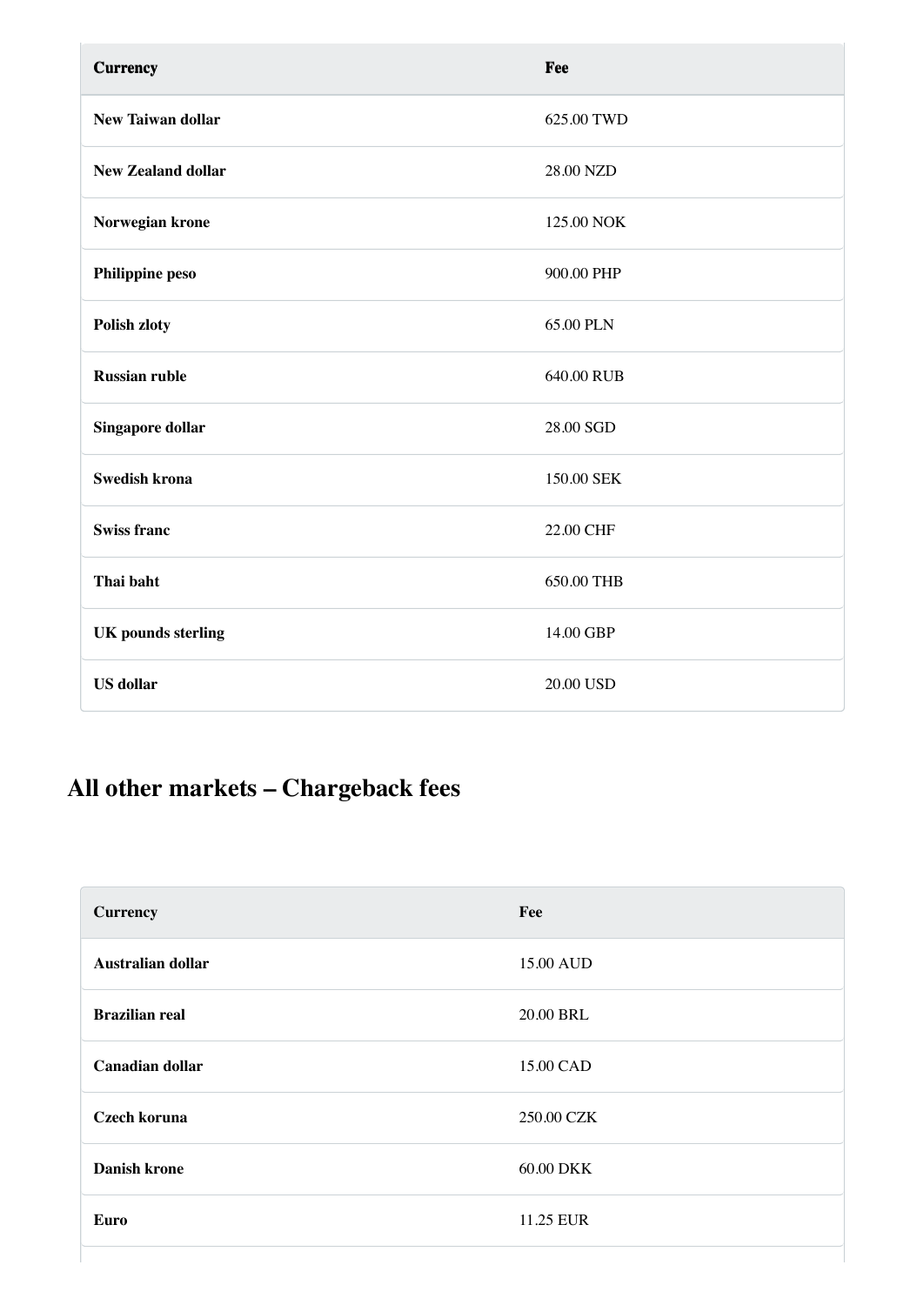| Currency | Fee |
| --- | --- |
| **New Taiwan dollar** | 625.00 TWD |
| **New Zealand dollar** | 28.00 NZD |
| **Norwegian krone** | 125.00 NOK |
| **Philippine peso** | 900.00 PHP |
| **Polish zloty** | 65.00 PLN |
| **Russian ruble** | 640.00 RUB |
| **Singapore dollar** | 28.00 SGD |
| **Swedish krona** | 150.00 SEK |
| **Swiss franc** | 22.00 CHF |
| **Thai baht** | 650.00 THB |
| **UK pounds sterling** | 14.00 GBP |
| **US dollar** | 20.00 USD |

## All other markets – Chargeback fees

| Currency | Fee |
| --- | --- |
| **Australian dollar** | 15.00 AUD |
| **Brazilian real** | 20.00 BRL |
| **Canadian dollar** | 15.00 CAD |
| **Czech koruna** | 250.00 CZK |
| **Danish krone** | 60.00 DKK |
| **Euro** | 11.25 EUR |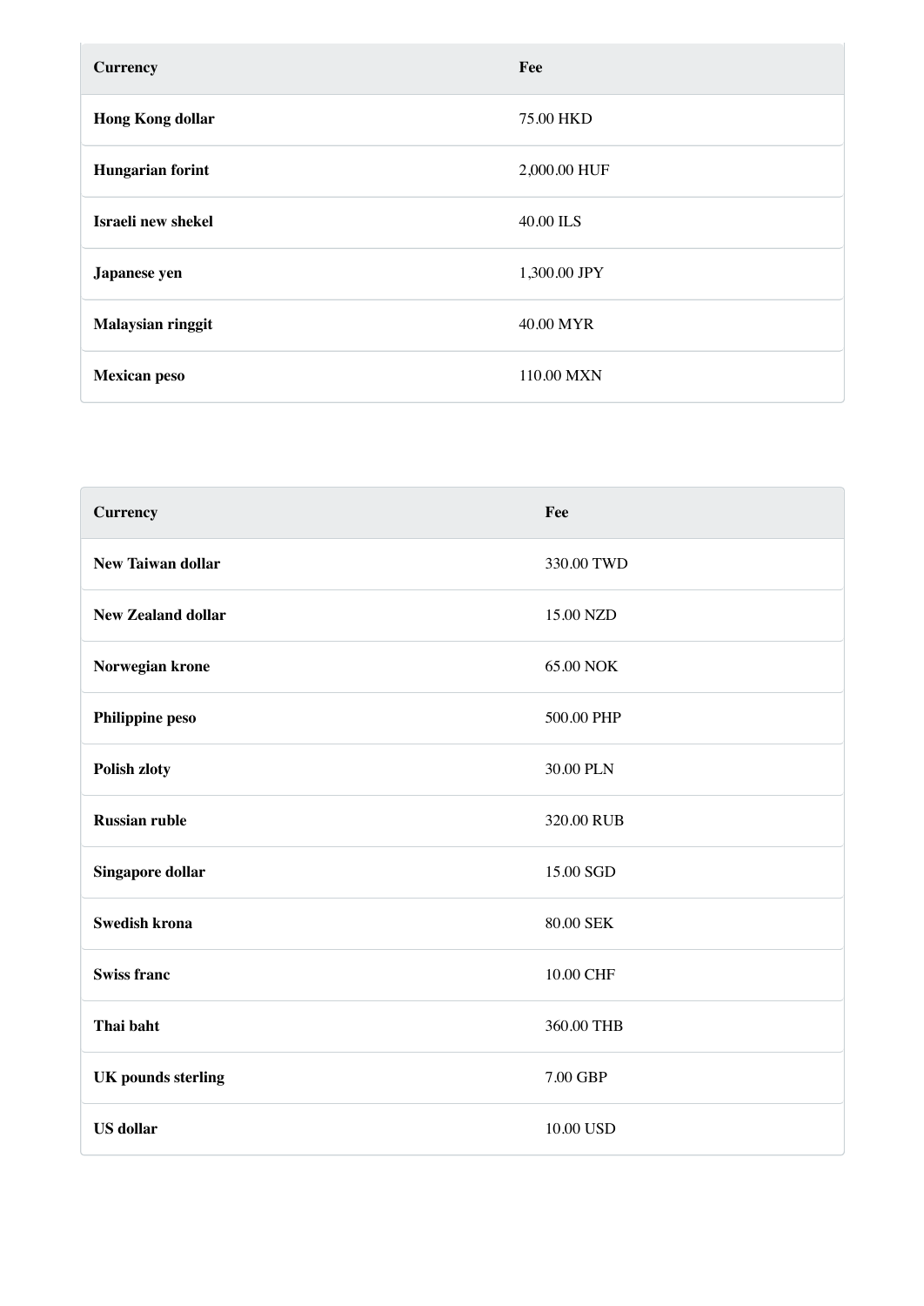| Currency | Fee |
| --- | --- |
| **Hong Kong dollar** | 75.00 HKD |
| **Hungarian forint** | 2,000.00 HUF |
| **Israeli new shekel** | 40.00 ILS |
| **Japanese yen** | 1,300.00 JPY |
| **Malaysian ringgit** | 40.00 MYR |
| **Mexican peso** | 110.00 MXN |

| Currency | Fee |
| --- | --- |
| **New Taiwan dollar** | 330.00 TWD |
| **New Zealand dollar** | 15.00 NZD |
| **Norwegian krone** | 65.00 NOK |
| **Philippine peso** | 500.00 PHP |
| **Polish zloty** | 30.00 PLN |
| **Russian ruble** | 320.00 RUB |
| **Singapore dollar** | 15.00 SGD |
| **Swedish krona** | 80.00 SEK |
| **Swiss franc** | 10.00 CHF |
| **Thai baht** | 360.00 THB |
| **UK pounds sterling** | 7.00 GBP |
| **US dollar** | 10.00 USD |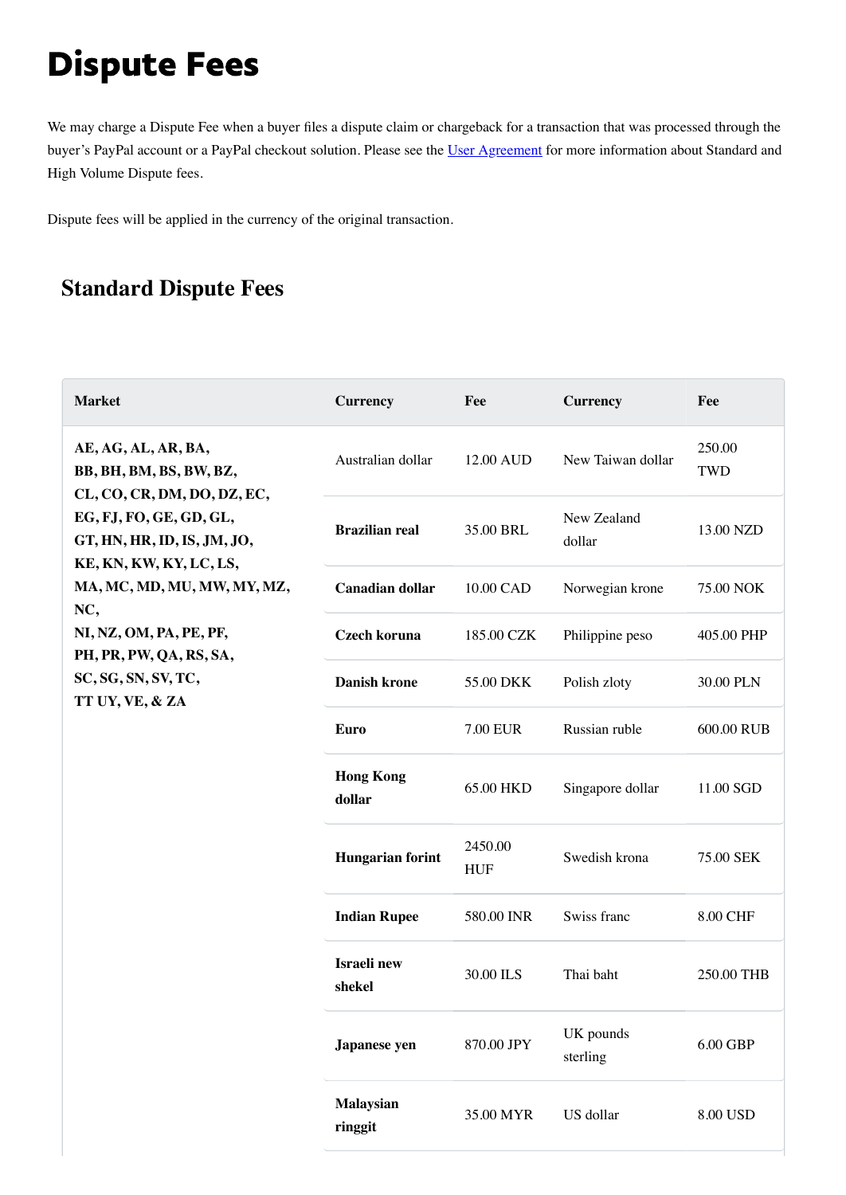# Dispute Fees

We may charge a Dispute Fee when a buyer files a dispute claim or chargeback for a transaction that was processed through the buyer's PayPal account or a PayPal checkout solution. Please see the [User Agreement]() for more information about Standard and High Volume Dispute fees.

Dispute fees will be applied in the currency of the original transaction.

## Standard Dispute Fees

| Market | Currency | Fee | Currency | Fee |
|---|---|---|---|---|
| **AE, AG, AL, AR, BA, BB, BH, BM, BS, BW, BZ, CL, CO, CR, DM, DO, DZ, EC, EG, FJ, FO, GE, GD, GL, GT, HN, HR, ID, IS, JM, JO, KE, KN, KW, KY, LC, LS, MA, MC, MD, MU, MW, MY, MZ, NC, NI, NZ, OM, PA, PE, PF, PH, PR, PW, QA, RS, SA, SC, SG, SN, SV, TC, TT UY, VE, & ZA** | Australian dollar | 12.00 AUD | New Taiwan dollar | 250.00 TWD |
| | **Brazilian real** | 35.00 BRL | New Zealand dollar | 13.00 NZD |
| | **Canadian dollar** | 10.00 CAD | Norwegian krone | 75.00 NOK |
| | **Czech koruna** | 185.00 CZK | Philippine peso | 405.00 PHP |
| | **Danish krone** | 55.00 DKK | Polish zloty | 30.00 PLN |
| | **Euro** | 7.00 EUR | Russian ruble | 600.00 RUB |
| | **Hong Kong dollar** | 65.00 HKD | Singapore dollar | 11.00 SGD |
| | **Hungarian forint** | 2450.00 HUF | Swedish krona | 75.00 SEK |
| | **Indian Rupee** | 580.00 INR | Swiss franc | 8.00 CHF |
| | **Israeli new shekel** | 30.00 ILS | Thai baht | 250.00 THB |
| | **Japanese yen** | 870.00 JPY | UK pounds sterling | 6.00 GBP |
| | **Malaysian ringgit** | 35.00 MYR | US dollar | 8.00 USD |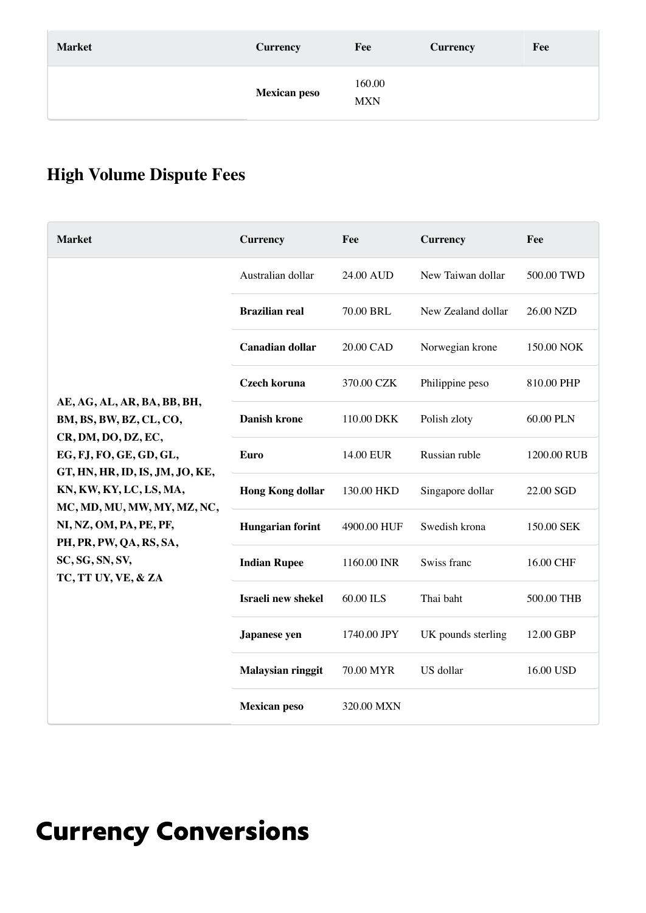| Market | Currency | Fee | Currency | Fee |
|---|---|---|---|---|
| | **Mexican peso** | 160.00 MXN | | |

## High Volume Dispute Fees

| Market | Currency | Fee | Currency | Fee |
|---|---|---|---|---|
| **AE, AG, AL, AR, BA, BB, BH, BM, BS, BW, BZ, CL, CO, CR, DM, DO, DZ, EC, EG, FJ, FO, GE, GD, GL, GT, HN, HR, ID, IS, JM, JO, KE, KN, KW, KY, LC, LS, MA, MC, MD, MU, MW, MY, MZ, NC, NI, NZ, OM, PA, PE, PF, PH, PR, PW, QA, RS, SA, SC, SG, SN, SV, TC, TT UY, VE, & ZA** | Australian dollar | 24.00 AUD | New Taiwan dollar | 500.00 TWD |
| | **Brazilian real** | 70.00 BRL | New Zealand dollar | 26.00 NZD |
| | **Canadian dollar** | 20.00 CAD | Norwegian krone | 150.00 NOK |
| | **Czech koruna** | 370.00 CZK | Philippine peso | 810.00 PHP |
| | **Danish krone** | 110.00 DKK | Polish zloty | 60.00 PLN |
| | **Euro** | 14.00 EUR | Russian ruble | 1200.00 RUB |
| | **Hong Kong dollar** | 130.00 HKD | Singapore dollar | 22.00 SGD |
| | **Hungarian forint** | 4900.00 HUF | Swedish krona | 150.00 SEK |
| | **Indian Rupee** | 1160.00 INR | Swiss franc | 16.00 CHF |
| | **Israeli new shekel** | 60.00 ILS | Thai baht | 500.00 THB |
| | **Japanese yen** | 1740.00 JPY | UK pounds sterling | 12.00 GBP |
| | **Malaysian ringgit** | 70.00 MYR | US dollar | 16.00 USD |
| | **Mexican peso** | 320.00 MXN | | |

# Currency Conversions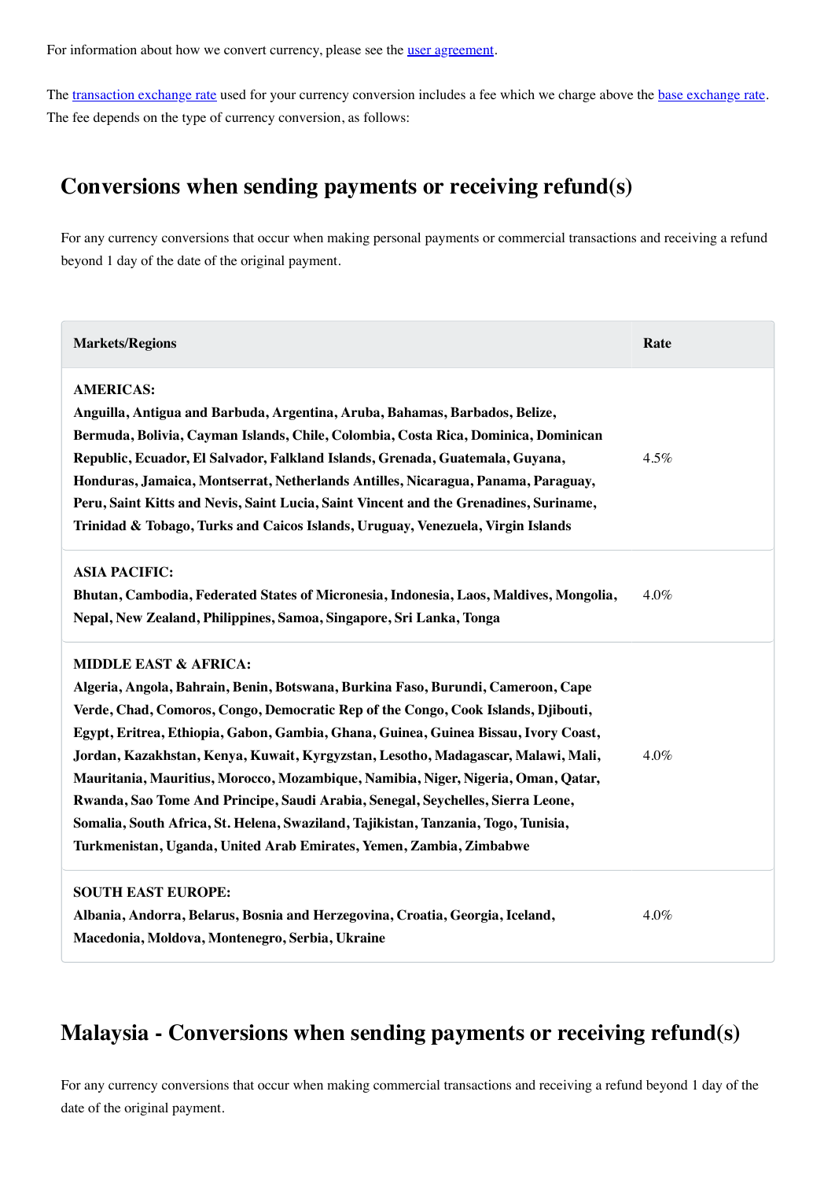For information about how we convert currency, please see the user agreement.

The transaction exchange rate used for your currency conversion includes a fee which we charge above the base exchange rate. The fee depends on the type of currency conversion, as follows:

## Conversions when sending payments or receiving refund(s)

For any currency conversions that occur when making personal payments or commercial transactions and receiving a refund beyond 1 day of the date of the original payment.

| Markets/Regions | Rate |
| --- | --- |
| **AMERICAS:**<br>**Anguilla, Antigua and Barbuda, Argentina, Aruba, Bahamas, Barbados, Belize, Bermuda, Bolivia, Cayman Islands, Chile, Colombia, Costa Rica, Dominica, Dominican Republic, Ecuador, El Salvador, Falkland Islands, Grenada, Guatemala, Guyana, Honduras, Jamaica, Montserrat, Netherlands Antilles, Nicaragua, Panama, Paraguay, Peru, Saint Kitts and Nevis, Saint Lucia, Saint Vincent and the Grenadines, Suriname, Trinidad & Tobago, Turks and Caicos Islands, Uruguay, Venezuela, Virgin Islands** | 4.5% |
| **ASIA PACIFIC:**<br>**Bhutan, Cambodia, Federated States of Micronesia, Indonesia, Laos, Maldives, Mongolia, Nepal, New Zealand, Philippines, Samoa, Singapore, Sri Lanka, Tonga** | 4.0% |
| **MIDDLE EAST & AFRICA:**<br>**Algeria, Angola, Bahrain, Benin, Botswana, Burkina Faso, Burundi, Cameroon, Cape Verde, Chad, Comoros, Congo, Democratic Rep of the Congo, Cook Islands, Djibouti, Egypt, Eritrea, Ethiopia, Gabon, Gambia, Ghana, Guinea, Guinea Bissau, Ivory Coast, Jordan, Kazakhstan, Kenya, Kuwait, Kyrgyzstan, Lesotho, Madagascar, Malawi, Mali, Mauritania, Mauritius, Morocco, Mozambique, Namibia, Niger, Nigeria, Oman, Qatar, Rwanda, Sao Tome And Principe, Saudi Arabia, Senegal, Seychelles, Sierra Leone, Somalia, South Africa, St. Helena, Swaziland, Tajikistan, Tanzania, Togo, Tunisia, Turkmenistan, Uganda, United Arab Emirates, Yemen, Zambia, Zimbabwe** | 4.0% |
| **SOUTH EAST EUROPE:**<br>**Albania, Andorra, Belarus, Bosnia and Herzegovina, Croatia, Georgia, Iceland, Macedonia, Moldova, Montenegro, Serbia, Ukraine** | 4.0% |

## Malaysia - Conversions when sending payments or receiving refund(s)

For any currency conversions that occur when making commercial transactions and receiving a refund beyond 1 day of the date of the original payment.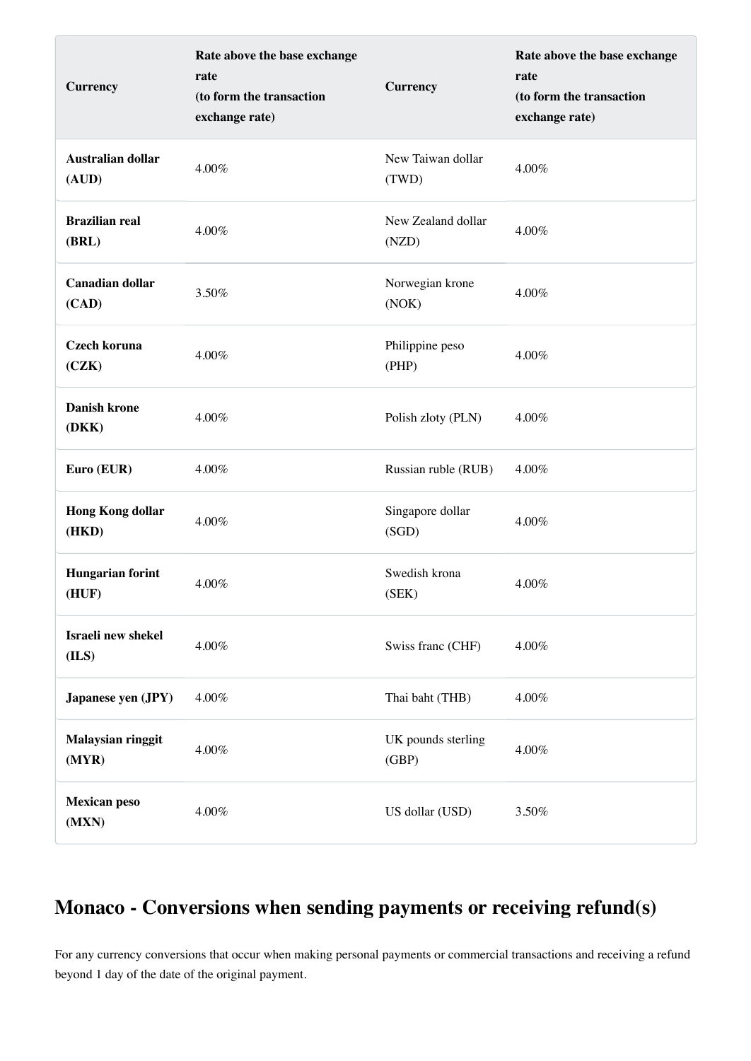| Currency | Rate above the base exchange rate (to form the transaction exchange rate) | Currency | Rate above the base exchange rate (to form the transaction exchange rate) |
|---|---|---|---|
| **Australian dollar (AUD)** | 4.00% | New Taiwan dollar (TWD) | 4.00% |
| **Brazilian real (BRL)** | 4.00% | New Zealand dollar (NZD) | 4.00% |
| **Canadian dollar (CAD)** | 3.50% | Norwegian krone (NOK) | 4.00% |
| **Czech koruna (CZK)** | 4.00% | Philippine peso (PHP) | 4.00% |
| **Danish krone (DKK)** | 4.00% | Polish zloty (PLN) | 4.00% |
| **Euro (EUR)** | 4.00% | Russian ruble (RUB) | 4.00% |
| **Hong Kong dollar (HKD)** | 4.00% | Singapore dollar (SGD) | 4.00% |
| **Hungarian forint (HUF)** | 4.00% | Swedish krona (SEK) | 4.00% |
| **Israeli new shekel (ILS)** | 4.00% | Swiss franc (CHF) | 4.00% |
| **Japanese yen (JPY)** | 4.00% | Thai baht (THB) | 4.00% |
| **Malaysian ringgit (MYR)** | 4.00% | UK pounds sterling (GBP) | 4.00% |
| **Mexican peso (MXN)** | 4.00% | US dollar (USD) | 3.50% |

## Monaco - Conversions when sending payments or receiving refund(s)

For any currency conversions that occur when making personal payments or commercial transactions and receiving a refund beyond 1 day of the date of the original payment.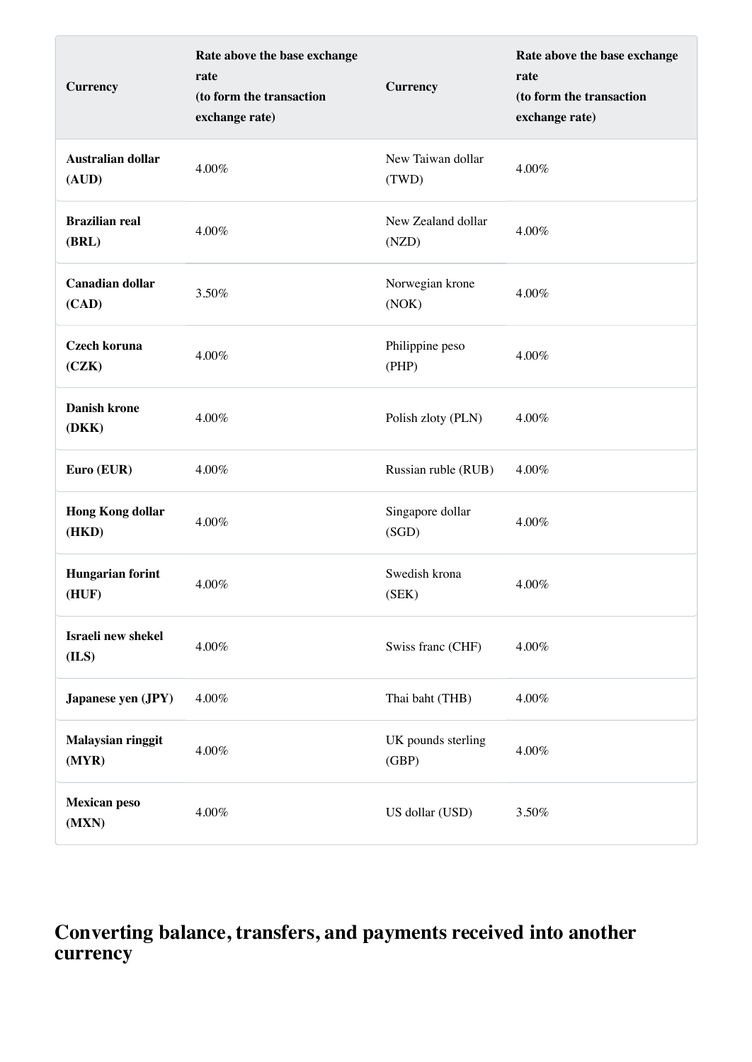| Currency | Rate above the base exchange rate (to form the transaction exchange rate) | Currency | Rate above the base exchange rate (to form the transaction exchange rate) |
| --- | --- | --- | --- |
| **Australian dollar (AUD)** | 4.00% | New Taiwan dollar (TWD) | 4.00% |
| **Brazilian real (BRL)** | 4.00% | New Zealand dollar (NZD) | 4.00% |
| **Canadian dollar (CAD)** | 3.50% | Norwegian krone (NOK) | 4.00% |
| **Czech koruna (CZK)** | 4.00% | Philippine peso (PHP) | 4.00% |
| **Danish krone (DKK)** | 4.00% | Polish zloty (PLN) | 4.00% |
| **Euro (EUR)** | 4.00% | Russian ruble (RUB) | 4.00% |
| **Hong Kong dollar (HKD)** | 4.00% | Singapore dollar (SGD) | 4.00% |
| **Hungarian forint (HUF)** | 4.00% | Swedish krona (SEK) | 4.00% |
| **Israeli new shekel (ILS)** | 4.00% | Swiss franc (CHF) | 4.00% |
| **Japanese yen (JPY)** | 4.00% | Thai baht (THB) | 4.00% |
| **Malaysian ringgit (MYR)** | 4.00% | UK pounds sterling (GBP) | 4.00% |
| **Mexican peso (MXN)** | 4.00% | US dollar (USD) | 3.50% |

## Converting balance, transfers, and payments received into another currency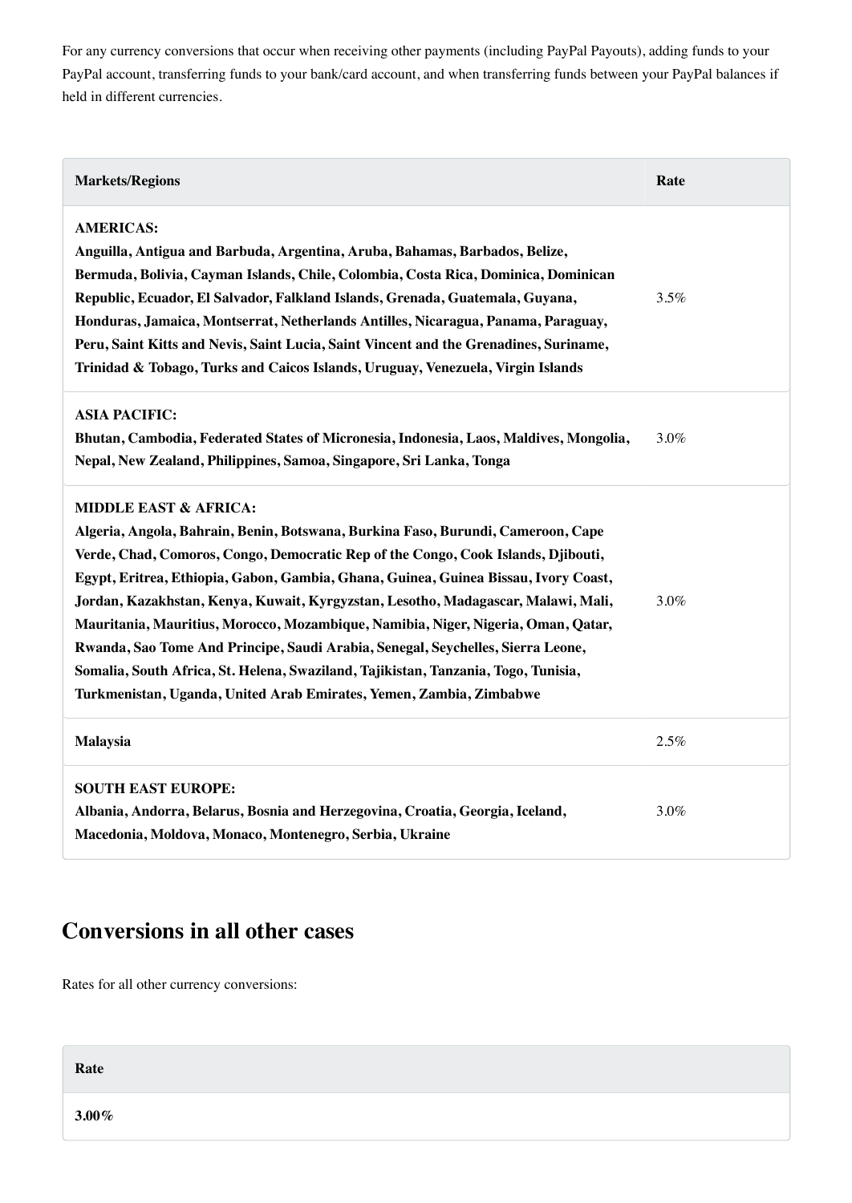For any currency conversions that occur when receiving other payments (including PayPal Payouts), adding funds to your PayPal account, transferring funds to your bank/card account, and when transferring funds between your PayPal balances if held in different currencies.

| Markets/Regions | Rate |
| --- | --- |
| **AMERICAS:** **Anguilla, Antigua and Barbuda, Argentina, Aruba, Bahamas, Barbados, Belize, Bermuda, Bolivia, Cayman Islands, Chile, Colombia, Costa Rica, Dominica, Dominican Republic, Ecuador, El Salvador, Falkland Islands, Grenada, Guatemala, Guyana, Honduras, Jamaica, Montserrat, Netherlands Antilles, Nicaragua, Panama, Paraguay, Peru, Saint Kitts and Nevis, Saint Lucia, Saint Vincent and the Grenadines, Suriname, Trinidad & Tobago, Turks and Caicos Islands, Uruguay, Venezuela, Virgin Islands** | 3.5% |
| **ASIA PACIFIC:** **Bhutan, Cambodia, Federated States of Micronesia, Indonesia, Laos, Maldives, Mongolia, Nepal, New Zealand, Philippines, Samoa, Singapore, Sri Lanka, Tonga** | 3.0% |
| **MIDDLE EAST & AFRICA:** **Algeria, Angola, Bahrain, Benin, Botswana, Burkina Faso, Burundi, Cameroon, Cape Verde, Chad, Comoros, Congo, Democratic Rep of the Congo, Cook Islands, Djibouti, Egypt, Eritrea, Ethiopia, Gabon, Gambia, Ghana, Guinea, Guinea Bissau, Ivory Coast, Jordan, Kazakhstan, Kenya, Kuwait, Kyrgyzstan, Lesotho, Madagascar, Malawi, Mali, Mauritania, Mauritius, Morocco, Mozambique, Namibia, Niger, Nigeria, Oman, Qatar, Rwanda, Sao Tome And Principe, Saudi Arabia, Senegal, Seychelles, Sierra Leone, Somalia, South Africa, St. Helena, Swaziland, Tajikistan, Tanzania, Togo, Tunisia, Turkmenistan, Uganda, United Arab Emirates, Yemen, Zambia, Zimbabwe** | 3.0% |
| **Malaysia** | 2.5% |
| **SOUTH EAST EUROPE:** **Albania, Andorra, Belarus, Bosnia and Herzegovina, Croatia, Georgia, Iceland, Macedonia, Moldova, Monaco, Montenegro, Serbia, Ukraine** | 3.0% |

## Conversions in all other cases

Rates for all other currency conversions:

| Rate |
| --- |
| **3.00%** |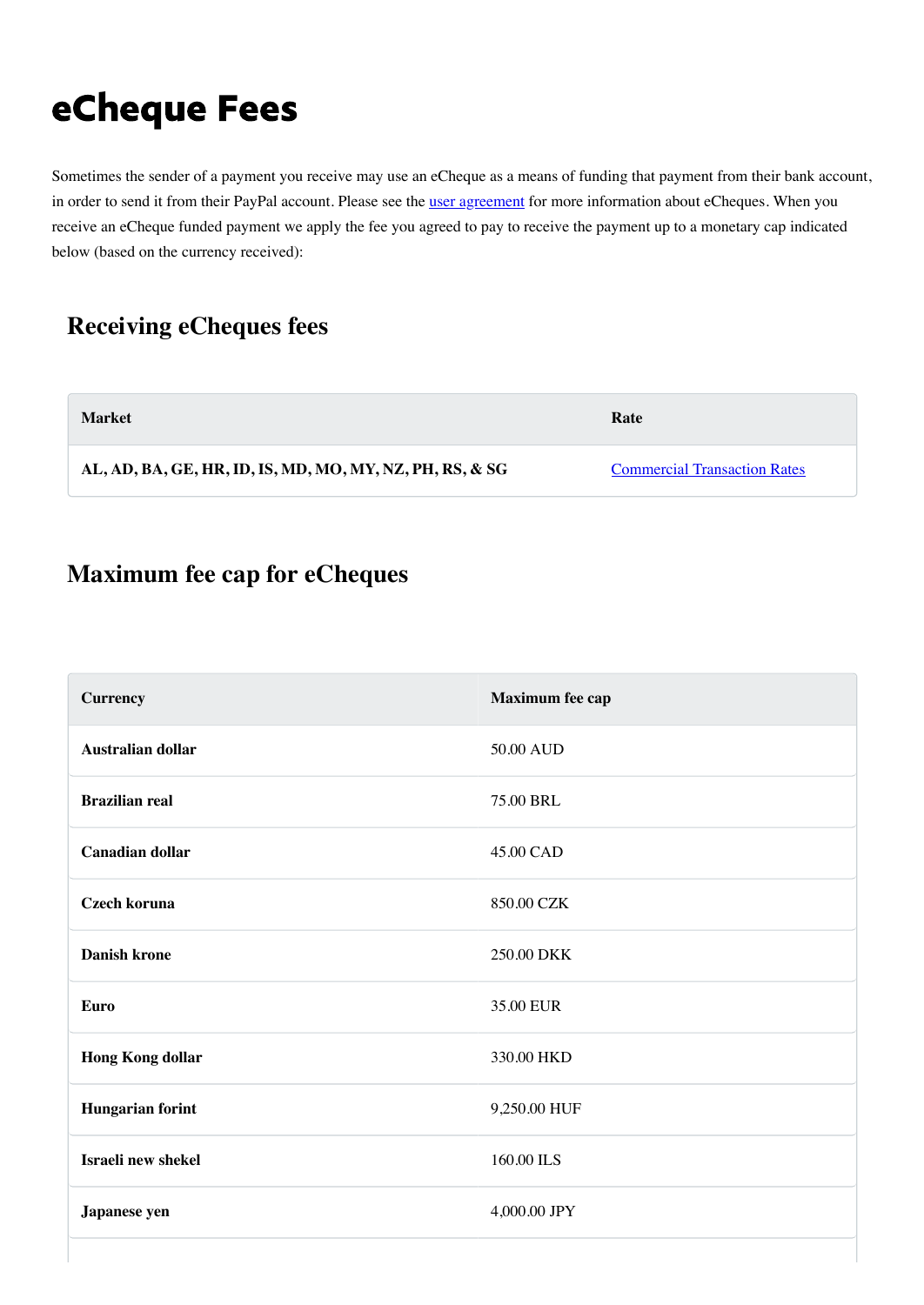# eCheque Fees

Sometimes the sender of a payment you receive may use an eCheque as a means of funding that payment from their bank account, in order to send it from their PayPal account. Please see the user agreement for more information about eCheques. When you receive an eCheque funded payment we apply the fee you agreed to pay to receive the payment up to a monetary cap indicated below (based on the currency received):

## Receiving eCheques fees

| Market | Rate |
| --- | --- |
| **AL, AD, BA, GE, HR, ID, IS, MD, MO, MY, NZ, PH, RS, & SG** | Commercial Transaction Rates |

## Maximum fee cap for eCheques

| Currency | Maximum fee cap |
| --- | --- |
| **Australian dollar** | 50.00 AUD |
| **Brazilian real** | 75.00 BRL |
| **Canadian dollar** | 45.00 CAD |
| **Czech koruna** | 850.00 CZK |
| **Danish krone** | 250.00 DKK |
| **Euro** | 35.00 EUR |
| **Hong Kong dollar** | 330.00 HKD |
| **Hungarian forint** | 9,250.00 HUF |
| **Israeli new shekel** | 160.00 ILS |
| **Japanese yen** | 4,000.00 JPY |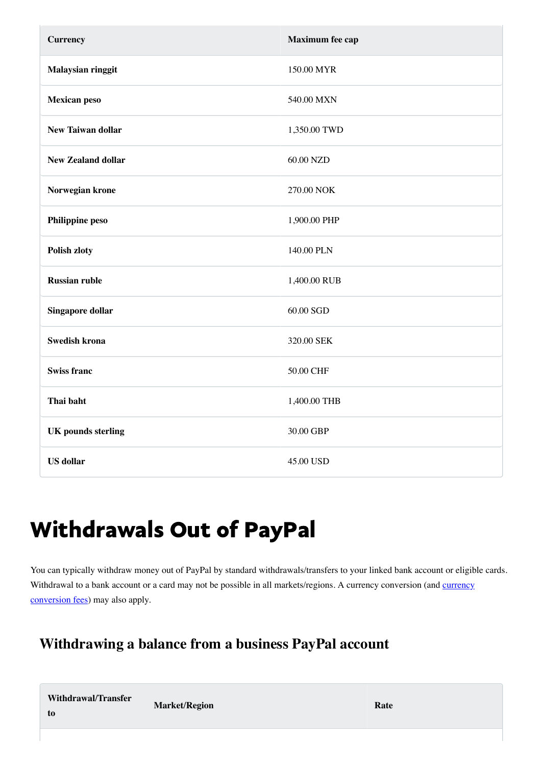| Currency | Maximum fee cap |
| --- | --- |
| **Malaysian ringgit** | 150.00 MYR |
| **Mexican peso** | 540.00 MXN |
| **New Taiwan dollar** | 1,350.00 TWD |
| **New Zealand dollar** | 60.00 NZD |
| **Norwegian krone** | 270.00 NOK |
| **Philippine peso** | 1,900.00 PHP |
| **Polish zloty** | 140.00 PLN |
| **Russian ruble** | 1,400.00 RUB |
| **Singapore dollar** | 60.00 SGD |
| **Swedish krona** | 320.00 SEK |
| **Swiss franc** | 50.00 CHF |
| **Thai baht** | 1,400.00 THB |
| **UK pounds sterling** | 30.00 GBP |
| **US dollar** | 45.00 USD |

# Withdrawals Out of PayPal

You can typically withdraw money out of PayPal by standard withdrawals/transfers to your linked bank account or eligible cards. Withdrawal to a bank account or a card may not be possible in all markets/regions. A currency conversion (and currency conversion fees) may also apply.

## Withdrawing a balance from a business PayPal account

| Withdrawal/Transfer to | Market/Region | Rate |
| --- | --- | --- |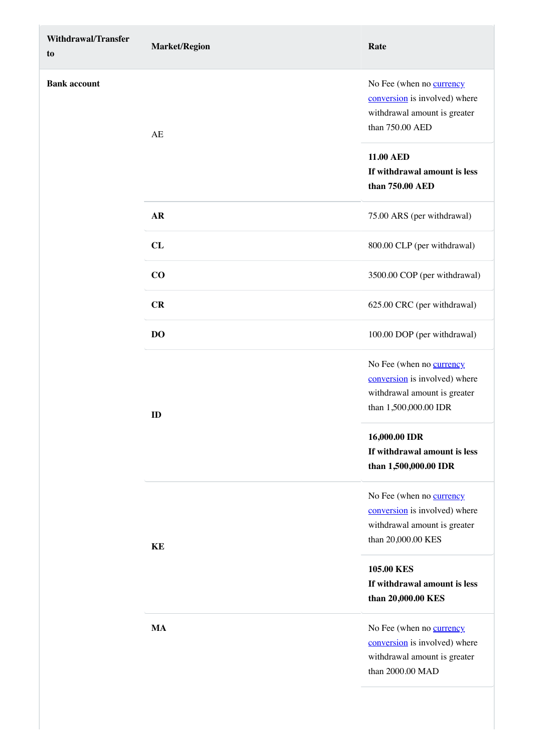| Withdrawal/Transfer to | Market/Region | Rate |
|---|---|---|
| **Bank account** | AE | No Fee (when no currency conversion is involved) where withdrawal amount is greater than 750.00 AED |
| | | **11.00 AED If withdrawal amount is less than 750.00 AED** |
| | **AR** | 75.00 ARS (per withdrawal) |
| | **CL** | 800.00 CLP (per withdrawal) |
| | **CO** | 3500.00 COP (per withdrawal) |
| | **CR** | 625.00 CRC (per withdrawal) |
| | **DO** | 100.00 DOP (per withdrawal) |
| | **ID** | No Fee (when no currency conversion is involved) where withdrawal amount is greater than 1,500,000.00 IDR |
| | | **16,000.00 IDR If withdrawal amount is less than 1,500,000.00 IDR** |
| | **KE** | No Fee (when no currency conversion is involved) where withdrawal amount is greater than 20,000.00 KES |
| | | **105.00 KES If withdrawal amount is less than 20,000.00 KES** |
| | **MA** | No Fee (when no currency conversion is involved) where withdrawal amount is greater than 2000.00 MAD |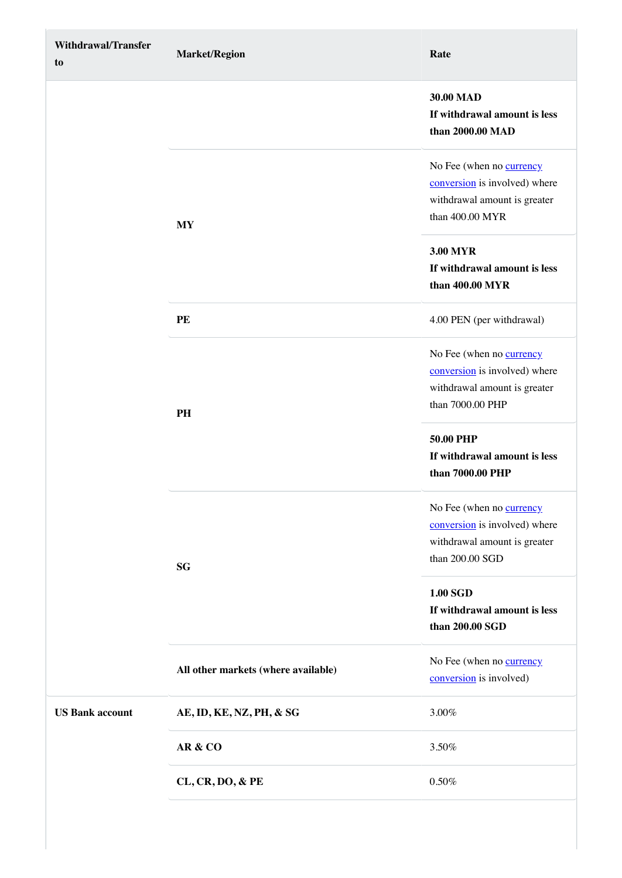| Withdrawal/Transfer to | Market/Region | Rate |
|---|---|---|
| | | **30.00 MAD If withdrawal amount is less than 2000.00 MAD** |
| | MY | No Fee (when no currency conversion is involved) where withdrawal amount is greater than 400.00 MYR |
| | | **3.00 MYR If withdrawal amount is less than 400.00 MYR** |
| | PE | 4.00 PEN (per withdrawal) |
| | PH | No Fee (when no currency conversion is involved) where withdrawal amount is greater than 7000.00 PHP |
| | | **50.00 PHP If withdrawal amount is less than 7000.00 PHP** |
| | SG | No Fee (when no currency conversion is involved) where withdrawal amount is greater than 200.00 SGD |
| | | **1.00 SGD If withdrawal amount is less than 200.00 SGD** |
| | All other markets (where available) | No Fee (when no currency conversion is involved) |
| US Bank account | AE, ID, KE, NZ, PH, & SG | 3.00% |
| | AR & CO | 3.50% |
| | CL, CR, DO, & PE | 0.50% |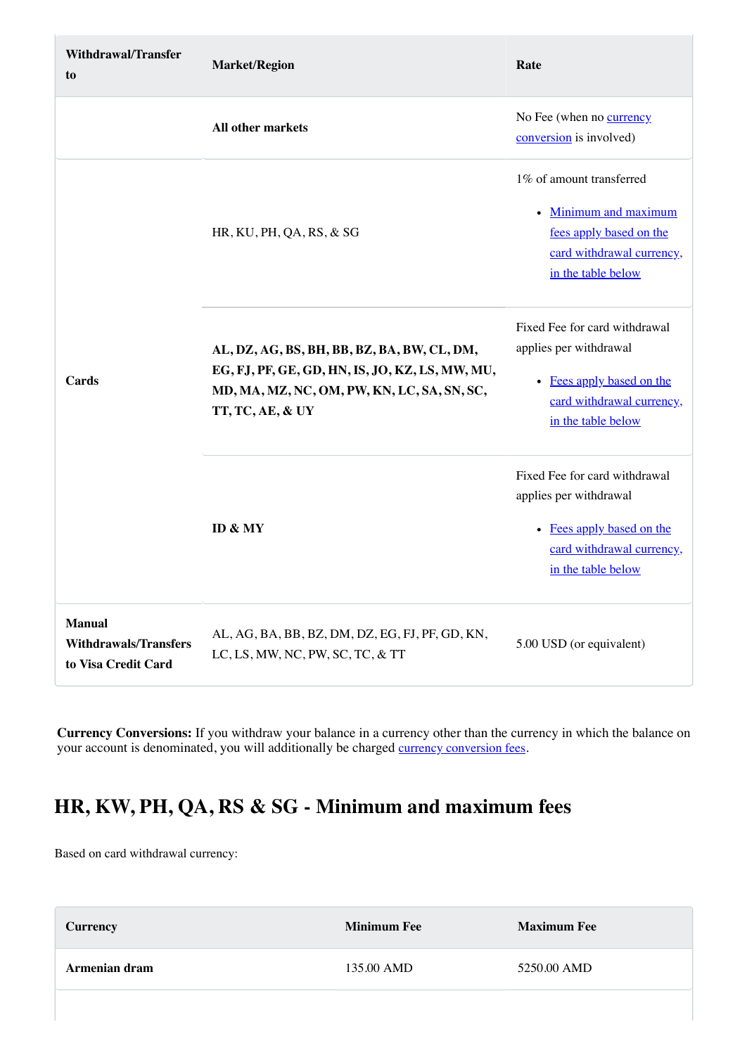| Withdrawal/Transfer to | Market/Region | Rate |
|---|---|---|
| | **All other markets** | No Fee (when no currency conversion is involved) |
| **Cards** | HR, KU, PH, QA, RS, & SG | 1% of amount transferred<br>• Minimum and maximum fees apply based on the card withdrawal currency, in the table below |
| | **AL, DZ, AG, BS, BH, BB, BZ, BA, BW, CL, DM, EG, FJ, PF, GE, GD, HN, IS, JO, KZ, LS, MW, MU, MD, MA, MZ, NC, OM, PW, KN, LC, SA, SN, SC, TT, TC, AE, & UY** | Fixed Fee for card withdrawal applies per withdrawal<br>• Fees apply based on the card withdrawal currency, in the table below |
| | **ID & MY** | Fixed Fee for card withdrawal applies per withdrawal<br>• Fees apply based on the card withdrawal currency, in the table below |
| **Manual Withdrawals/Transfers to Visa Credit Card** | AL, AG, BA, BB, BZ, DM, DZ, EG, FJ, PF, GD, KN, LC, LS, MW, NC, PW, SC, TC, & TT | 5.00 USD (or equivalent) |

**Currency Conversions:** If you withdraw your balance in a currency other than the currency in which the balance on your account is denominated, you will additionally be charged currency conversion fees.

## HR, KW, PH, QA, RS & SG - Minimum and maximum fees

Based on card withdrawal currency:

| Currency | Minimum Fee | Maximum Fee |
|---|---|---|
| **Armenian dram** | 135.00 AMD | 5250.00 AMD |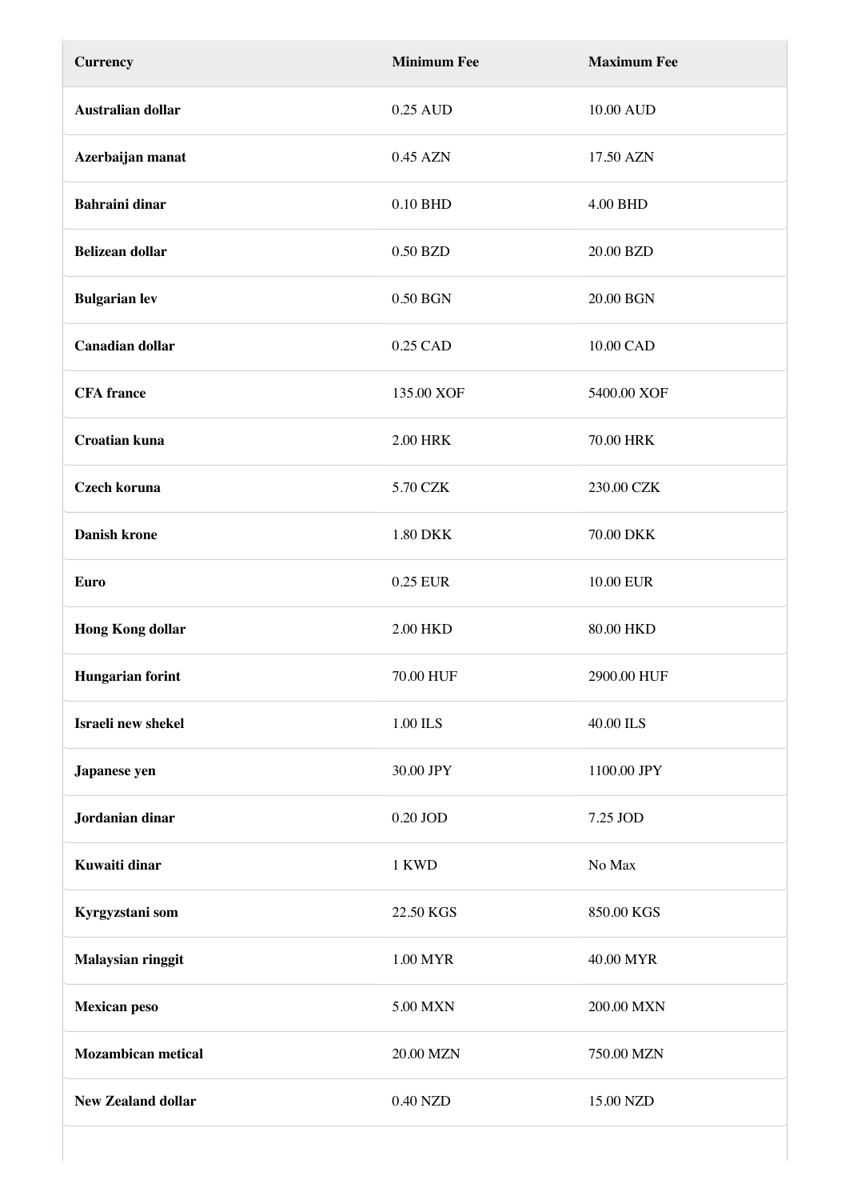| **Currency** | **Minimum Fee** | **Maximum Fee** |
|---|---|---|
| **Australian dollar** | 0.25 AUD | 10.00 AUD |
| **Azerbaijan manat** | 0.45 AZN | 17.50 AZN |
| **Bahraini dinar** | 0.10 BHD | 4.00 BHD |
| **Belizean dollar** | 0.50 BZD | 20.00 BZD |
| **Bulgarian lev** | 0.50 BGN | 20.00 BGN |
| **Canadian dollar** | 0.25 CAD | 10.00 CAD |
| **CFA france** | 135.00 XOF | 5400.00 XOF |
| **Croatian kuna** | 2.00 HRK | 70.00 HRK |
| **Czech koruna** | 5.70 CZK | 230.00 CZK |
| **Danish krone** | 1.80 DKK | 70.00 DKK |
| **Euro** | 0.25 EUR | 10.00 EUR |
| **Hong Kong dollar** | 2.00 HKD | 80.00 HKD |
| **Hungarian forint** | 70.00 HUF | 2900.00 HUF |
| **Israeli new shekel** | 1.00 ILS | 40.00 ILS |
| **Japanese yen** | 30.00 JPY | 1100.00 JPY |
| **Jordanian dinar** | 0.20 JOD | 7.25 JOD |
| **Kuwaiti dinar** | 1 KWD | No Max |
| **Kyrgyzstani som** | 22.50 KGS | 850.00 KGS |
| **Malaysian ringgit** | 1.00 MYR | 40.00 MYR |
| **Mexican peso** | 5.00 MXN | 200.00 MXN |
| **Mozambican metical** | 20.00 MZN | 750.00 MZN |
| **New Zealand dollar** | 0.40 NZD | 15.00 NZD |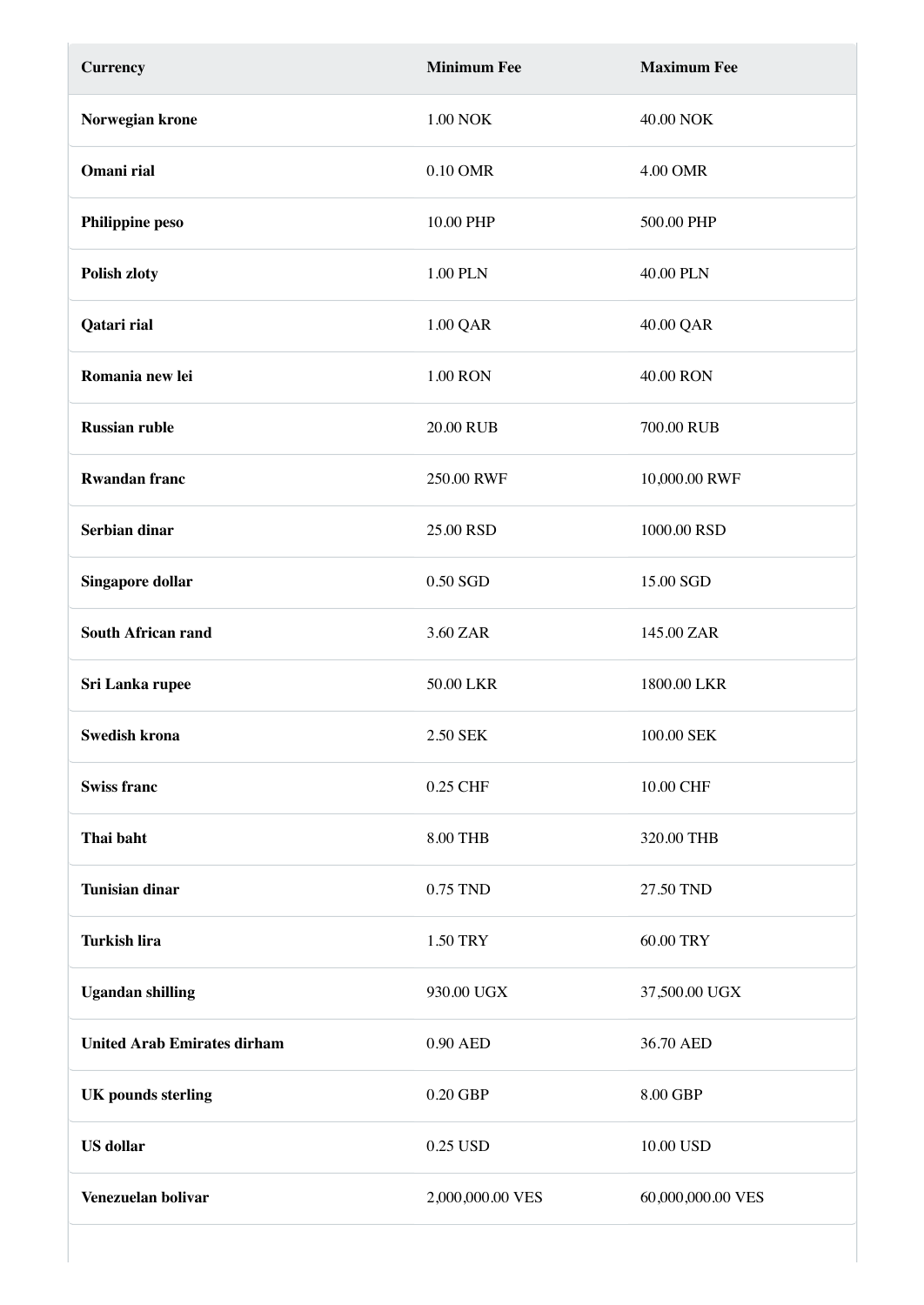| Currency | Minimum Fee | Maximum Fee |
| --- | --- | --- |
| **Norwegian krone** | 1.00 NOK | 40.00 NOK |
| **Omani rial** | 0.10 OMR | 4.00 OMR |
| **Philippine peso** | 10.00 PHP | 500.00 PHP |
| **Polish zloty** | 1.00 PLN | 40.00 PLN |
| **Qatari rial** | 1.00 QAR | 40.00 QAR |
| **Romania new lei** | 1.00 RON | 40.00 RON |
| **Russian ruble** | 20.00 RUB | 700.00 RUB |
| **Rwandan franc** | 250.00 RWF | 10,000.00 RWF |
| **Serbian dinar** | 25.00 RSD | 1000.00 RSD |
| **Singapore dollar** | 0.50 SGD | 15.00 SGD |
| **South African rand** | 3.60 ZAR | 145.00 ZAR |
| **Sri Lanka rupee** | 50.00 LKR | 1800.00 LKR |
| **Swedish krona** | 2.50 SEK | 100.00 SEK |
| **Swiss franc** | 0.25 CHF | 10.00 CHF |
| **Thai baht** | 8.00 THB | 320.00 THB |
| **Tunisian dinar** | 0.75 TND | 27.50 TND |
| **Turkish lira** | 1.50 TRY | 60.00 TRY |
| **Ugandan shilling** | 930.00 UGX | 37,500.00 UGX |
| **United Arab Emirates dirham** | 0.90 AED | 36.70 AED |
| **UK pounds sterling** | 0.20 GBP | 8.00 GBP |
| **US dollar** | 0.25 USD | 10.00 USD |
| **Venezuelan bolivar** | 2,000,000.00 VES | 60,000,000.00 VES |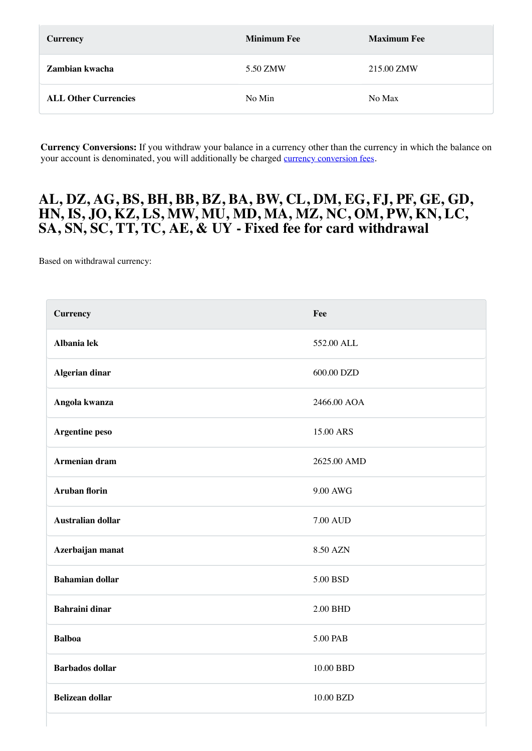| Currency | Minimum Fee | Maximum Fee |
| --- | --- | --- |
| **Zambian kwacha** | 5.50 ZMW | 215.00 ZMW |
| **ALL Other Currencies** | No Min | No Max |

**Currency Conversions:** If you withdraw your balance in a currency other than the currency in which the balance on your account is denominated, you will additionally be charged currency conversion fees.

## AL, DZ, AG, BS, BH, BB, BZ, BA, BW, CL, DM, EG, FJ, PF, GE, GD, HN, IS, JO, KZ, LS, MW, MU, MD, MA, MZ, NC, OM, PW, KN, LC, SA, SN, SC, TT, TC, AE, & UY - Fixed fee for card withdrawal

Based on withdrawal currency:

| Currency | Fee |
| --- | --- |
| **Albania lek** | 552.00 ALL |
| **Algerian dinar** | 600.00 DZD |
| **Angola kwanza** | 2466.00 AOA |
| **Argentine peso** | 15.00 ARS |
| **Armenian dram** | 2625.00 AMD |
| **Aruban florin** | 9.00 AWG |
| **Australian dollar** | 7.00 AUD |
| **Azerbaijan manat** | 8.50 AZN |
| **Bahamian dollar** | 5.00 BSD |
| **Bahraini dinar** | 2.00 BHD |
| **Balboa** | 5.00 PAB |
| **Barbados dollar** | 10.00 BBD |
| **Belizean dollar** | 10.00 BZD |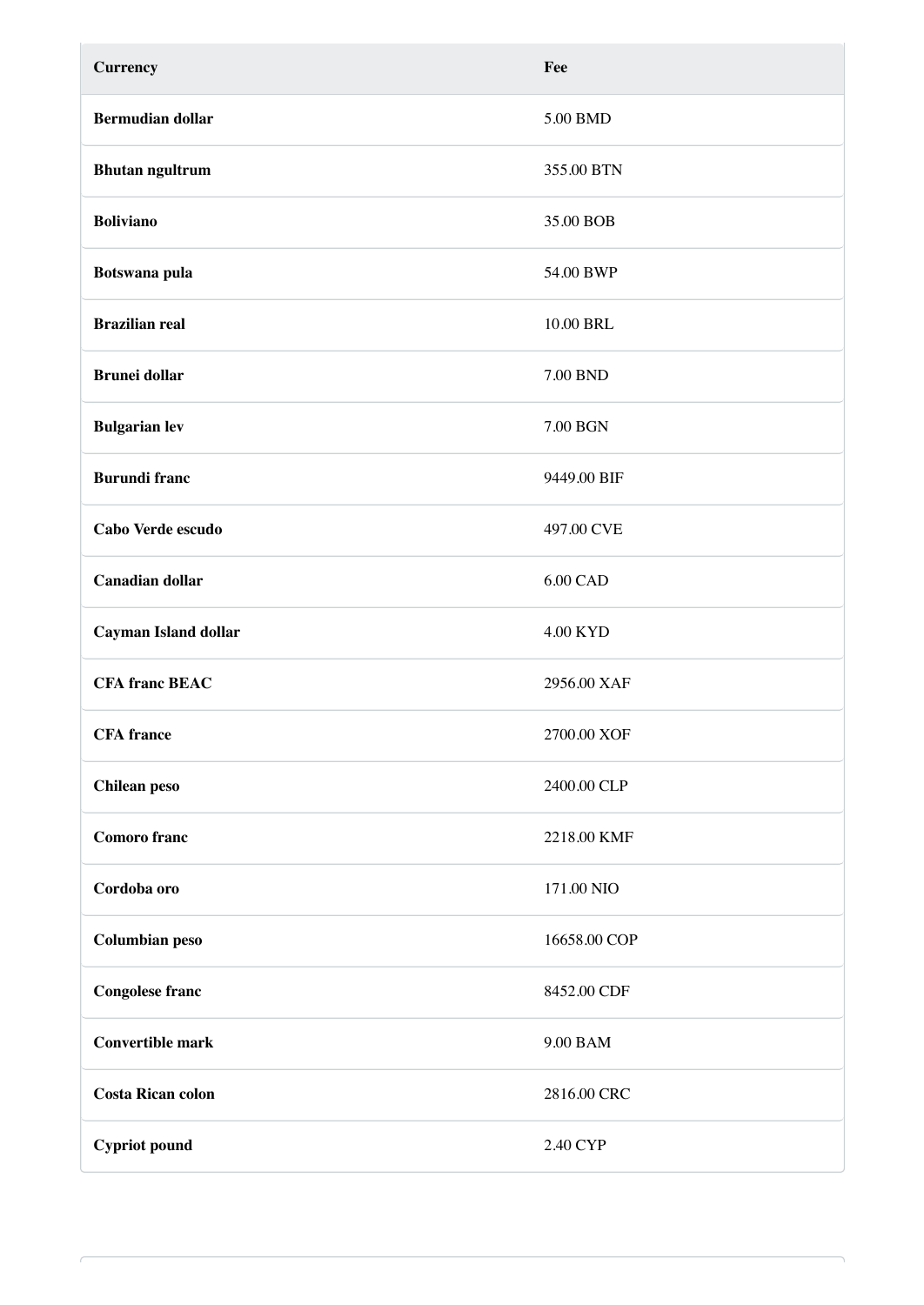| Currency | Fee |
| --- | --- |
| **Bermudian dollar** | 5.00 BMD |
| **Bhutan ngultrum** | 355.00 BTN |
| **Boliviano** | 35.00 BOB |
| **Botswana pula** | 54.00 BWP |
| **Brazilian real** | 10.00 BRL |
| **Brunei dollar** | 7.00 BND |
| **Bulgarian lev** | 7.00 BGN |
| **Burundi franc** | 9449.00 BIF |
| **Cabo Verde escudo** | 497.00 CVE |
| **Canadian dollar** | 6.00 CAD |
| **Cayman Island dollar** | 4.00 KYD |
| **CFA franc BEAC** | 2956.00 XAF |
| **CFA france** | 2700.00 XOF |
| **Chilean peso** | 2400.00 CLP |
| **Comoro franc** | 2218.00 KMF |
| **Cordoba oro** | 171.00 NIO |
| **Columbian peso** | 16658.00 COP |
| **Congolese franc** | 8452.00 CDF |
| **Convertible mark** | 9.00 BAM |
| **Costa Rican colon** | 2816.00 CRC |
| **Cypriot pound** | 2.40 CYP |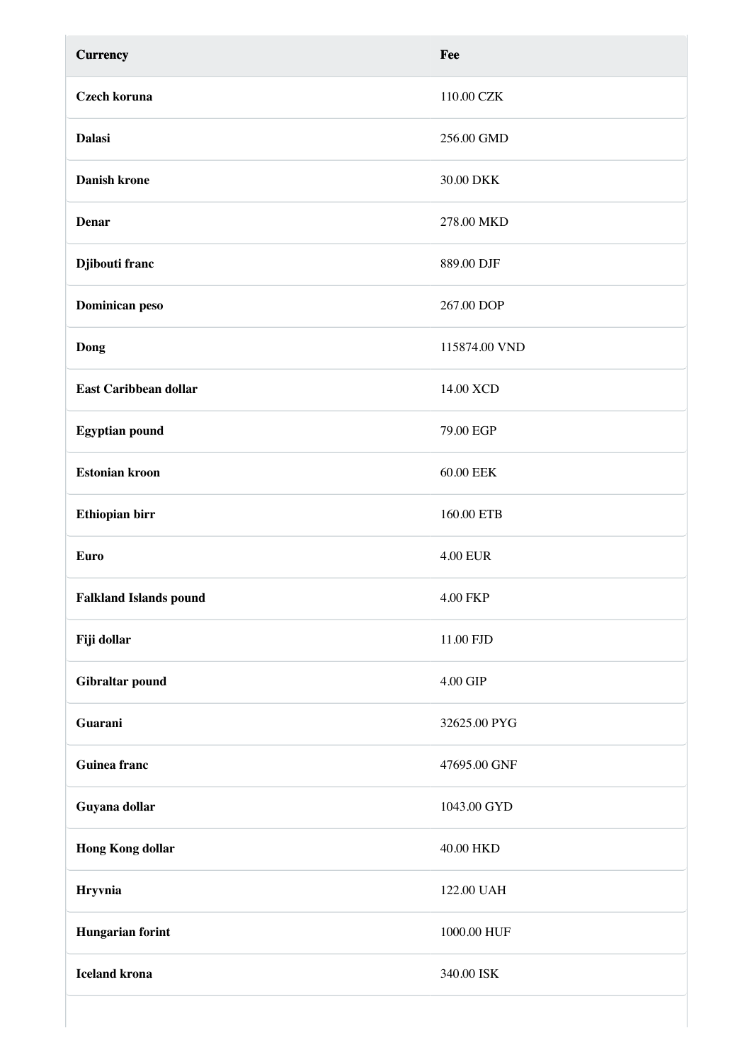| Currency | Fee |
| --- | --- |
| **Czech koruna** | 110.00 CZK |
| **Dalasi** | 256.00 GMD |
| **Danish krone** | 30.00 DKK |
| **Denar** | 278.00 MKD |
| **Djibouti franc** | 889.00 DJF |
| **Dominican peso** | 267.00 DOP |
| **Dong** | 115874.00 VND |
| **East Caribbean dollar** | 14.00 XCD |
| **Egyptian pound** | 79.00 EGP |
| **Estonian kroon** | 60.00 EEK |
| **Ethiopian birr** | 160.00 ETB |
| **Euro** | 4.00 EUR |
| **Falkland Islands pound** | 4.00 FKP |
| **Fiji dollar** | 11.00 FJD |
| **Gibraltar pound** | 4.00 GIP |
| **Guarani** | 32625.00 PYG |
| **Guinea franc** | 47695.00 GNF |
| **Guyana dollar** | 1043.00 GYD |
| **Hong Kong dollar** | 40.00 HKD |
| **Hryvnia** | 122.00 UAH |
| **Hungarian forint** | 1000.00 HUF |
| **Iceland krona** | 340.00 ISK |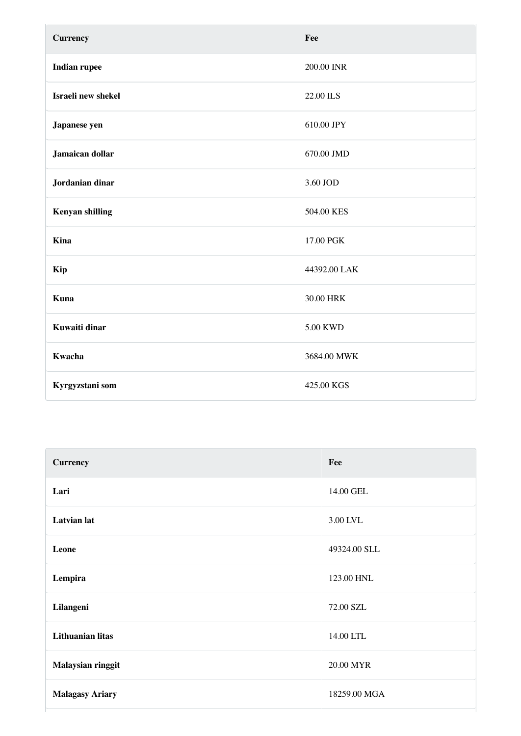| Currency | Fee |
|---|---|
| **Indian rupee** | 200.00 INR |
| **Israeli new shekel** | 22.00 ILS |
| **Japanese yen** | 610.00 JPY |
| **Jamaican dollar** | 670.00 JMD |
| **Jordanian dinar** | 3.60 JOD |
| **Kenyan shilling** | 504.00 KES |
| **Kina** | 17.00 PGK |
| **Kip** | 44392.00 LAK |
| **Kuna** | 30.00 HRK |
| **Kuwaiti dinar** | 5.00 KWD |
| **Kwacha** | 3684.00 MWK |
| **Kyrgyzstani som** | 425.00 KGS |

| Currency | Fee |
|---|---|
| **Lari** | 14.00 GEL |
| **Latvian lat** | 3.00 LVL |
| **Leone** | 49324.00 SLL |
| **Lempira** | 123.00 HNL |
| **Lilangeni** | 72.00 SZL |
| **Lithuanian litas** | 14.00 LTL |
| **Malaysian ringgit** | 20.00 MYR |
| **Malagasy Ariary** | 18259.00 MGA |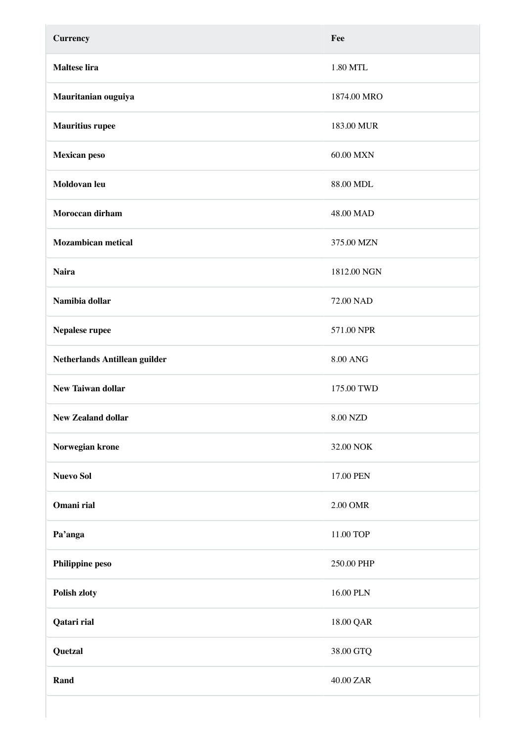| Currency | Fee |
|---|---|
| **Maltese lira** | 1.80 MTL |
| **Mauritanian ouguiya** | 1874.00 MRO |
| **Mauritius rupee** | 183.00 MUR |
| **Mexican peso** | 60.00 MXN |
| **Moldovan leu** | 88.00 MDL |
| **Moroccan dirham** | 48.00 MAD |
| **Mozambican metical** | 375.00 MZN |
| **Naira** | 1812.00 NGN |
| **Namibia dollar** | 72.00 NAD |
| **Nepalese rupee** | 571.00 NPR |
| **Netherlands Antillean guilder** | 8.00 ANG |
| **New Taiwan dollar** | 175.00 TWD |
| **New Zealand dollar** | 8.00 NZD |
| **Norwegian krone** | 32.00 NOK |
| **Nuevo Sol** | 17.00 PEN |
| **Omani rial** | 2.00 OMR |
| **Pa'anga** | 11.00 TOP |
| **Philippine peso** | 250.00 PHP |
| **Polish zloty** | 16.00 PLN |
| **Qatari rial** | 18.00 QAR |
| **Quetzal** | 38.00 GTQ |
| **Rand** | 40.00 ZAR |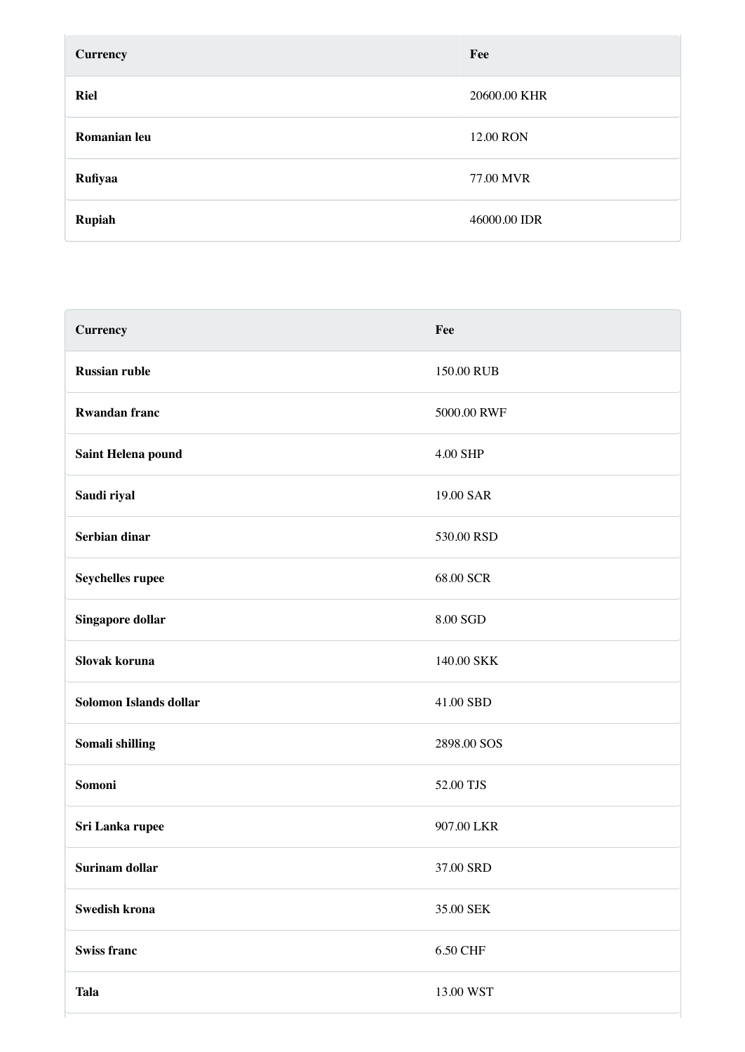| Currency | Fee |
| --- | --- |
| **Riel** | 20600.00 KHR |
| **Romanian leu** | 12.00 RON |
| **Rufiyaa** | 77.00 MVR |
| **Rupiah** | 46000.00 IDR |

| Currency | Fee |
| --- | --- |
| **Russian ruble** | 150.00 RUB |
| **Rwandan franc** | 5000.00 RWF |
| **Saint Helena pound** | 4.00 SHP |
| **Saudi riyal** | 19.00 SAR |
| **Serbian dinar** | 530.00 RSD |
| **Seychelles rupee** | 68.00 SCR |
| **Singapore dollar** | 8.00 SGD |
| **Slovak koruna** | 140.00 SKK |
| **Solomon Islands dollar** | 41.00 SBD |
| **Somali shilling** | 2898.00 SOS |
| **Somoni** | 52.00 TJS |
| **Sri Lanka rupee** | 907.00 LKR |
| **Surinam dollar** | 37.00 SRD |
| **Swedish krona** | 35.00 SEK |
| **Swiss franc** | 6.50 CHF |
| **Tala** | 13.00 WST |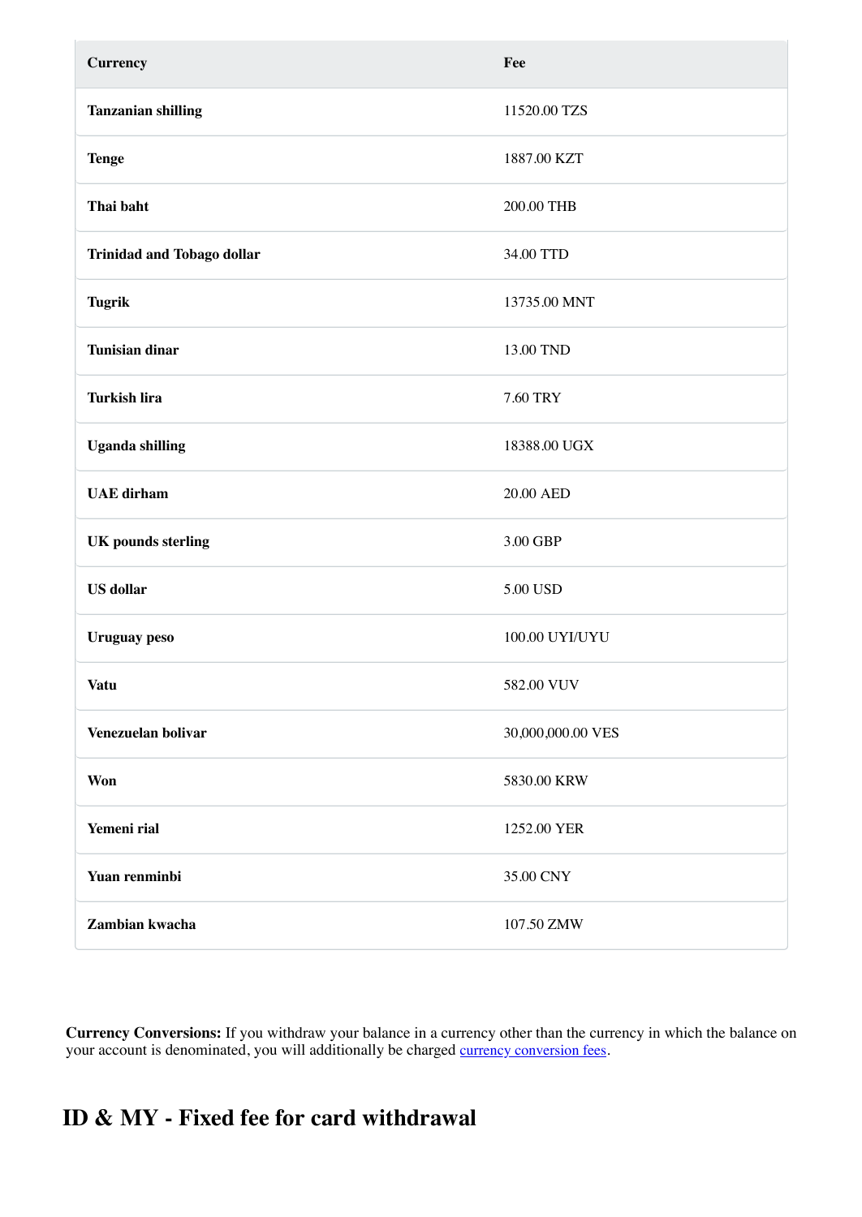| Currency | Fee |
| --- | --- |
| **Tanzanian shilling** | 11520.00 TZS |
| **Tenge** | 1887.00 KZT |
| **Thai baht** | 200.00 THB |
| **Trinidad and Tobago dollar** | 34.00 TTD |
| **Tugrik** | 13735.00 MNT |
| **Tunisian dinar** | 13.00 TND |
| **Turkish lira** | 7.60 TRY |
| **Uganda shilling** | 18388.00 UGX |
| **UAE dirham** | 20.00 AED |
| **UK pounds sterling** | 3.00 GBP |
| **US dollar** | 5.00 USD |
| **Uruguay peso** | 100.00 UYI/UYU |
| **Vatu** | 582.00 VUV |
| **Venezuelan bolivar** | 30,000,000.00 VES |
| **Won** | 5830.00 KRW |
| **Yemeni rial** | 1252.00 YER |
| **Yuan renminbi** | 35.00 CNY |
| **Zambian kwacha** | 107.50 ZMW |

**Currency Conversions:** If you withdraw your balance in a currency other than the currency in which the balance on your account is denominated, you will additionally be charged currency conversion fees.

## ID & MY - Fixed fee for card withdrawal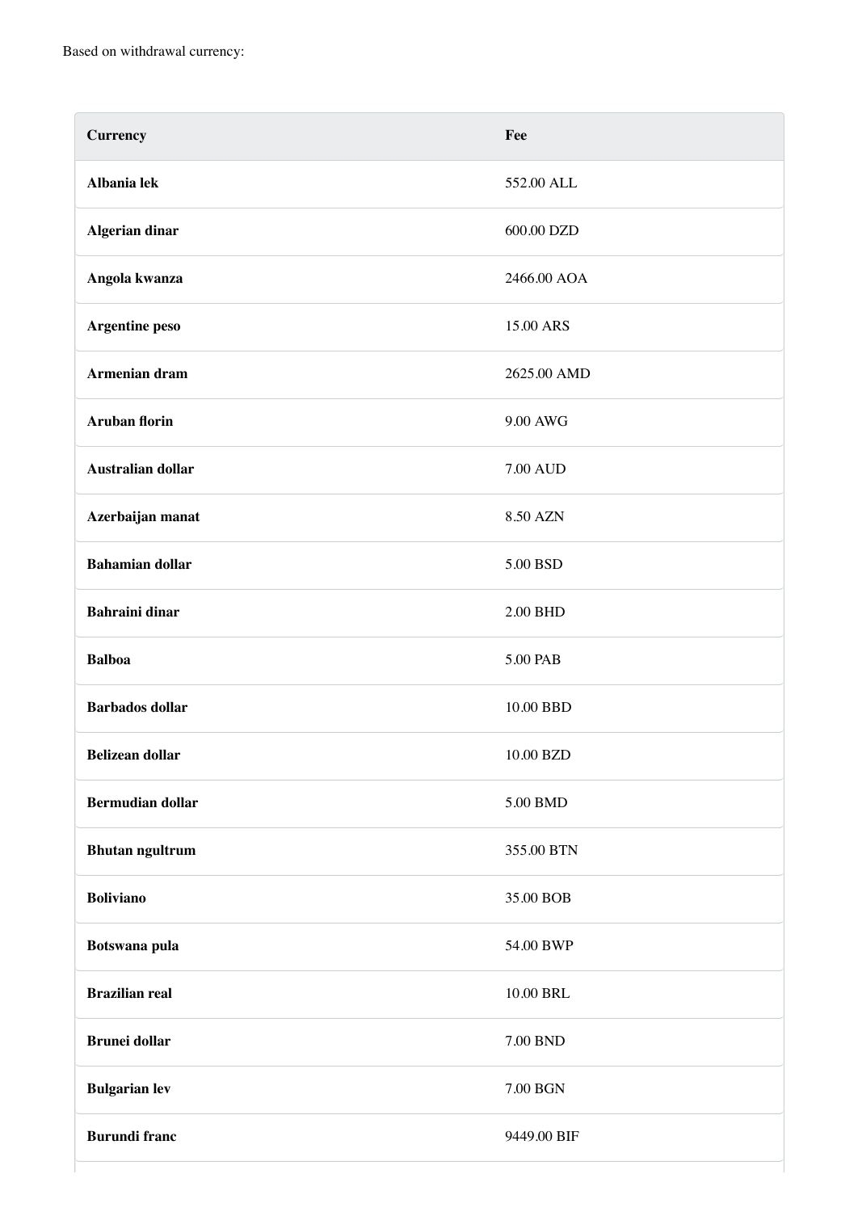Based on withdrawal currency:

| Currency | Fee |
| --- | --- |
| **Albania lek** | 552.00 ALL |
| **Algerian dinar** | 600.00 DZD |
| **Angola kwanza** | 2466.00 AOA |
| **Argentine peso** | 15.00 ARS |
| **Armenian dram** | 2625.00 AMD |
| **Aruban florin** | 9.00 AWG |
| **Australian dollar** | 7.00 AUD |
| **Azerbaijan manat** | 8.50 AZN |
| **Bahamian dollar** | 5.00 BSD |
| **Bahraini dinar** | 2.00 BHD |
| **Balboa** | 5.00 PAB |
| **Barbados dollar** | 10.00 BBD |
| **Belizean dollar** | 10.00 BZD |
| **Bermudian dollar** | 5.00 BMD |
| **Bhutan ngultrum** | 355.00 BTN |
| **Boliviano** | 35.00 BOB |
| **Botswana pula** | 54.00 BWP |
| **Brazilian real** | 10.00 BRL |
| **Brunei dollar** | 7.00 BND |
| **Bulgarian lev** | 7.00 BGN |
| **Burundi franc** | 9449.00 BIF |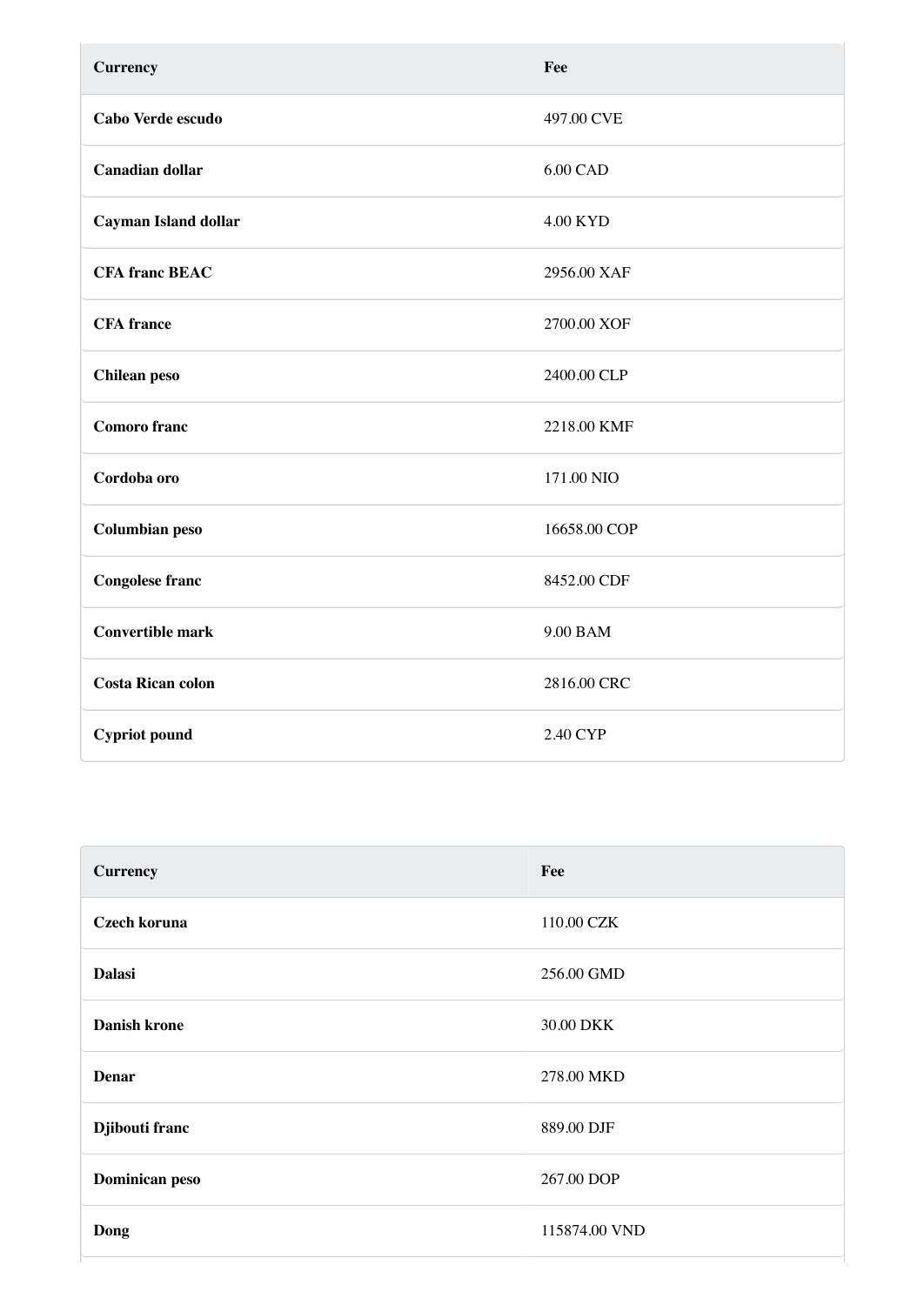| Currency | Fee |
|---|---|
| **Cabo Verde escudo** | 497.00 CVE |
| **Canadian dollar** | 6.00 CAD |
| **Cayman Island dollar** | 4.00 KYD |
| **CFA franc BEAC** | 2956.00 XAF |
| **CFA france** | 2700.00 XOF |
| **Chilean peso** | 2400.00 CLP |
| **Comoro franc** | 2218.00 KMF |
| **Cordoba oro** | 171.00 NIO |
| **Columbian peso** | 16658.00 COP |
| **Congolese franc** | 8452.00 CDF |
| **Convertible mark** | 9.00 BAM |
| **Costa Rican colon** | 2816.00 CRC |
| **Cypriot pound** | 2.40 CYP |

| Currency | Fee |
|---|---|
| **Czech koruna** | 110.00 CZK |
| **Dalasi** | 256.00 GMD |
| **Danish krone** | 30.00 DKK |
| **Denar** | 278.00 MKD |
| **Djibouti franc** | 889.00 DJF |
| **Dominican peso** | 267.00 DOP |
| **Dong** | 115874.00 VND |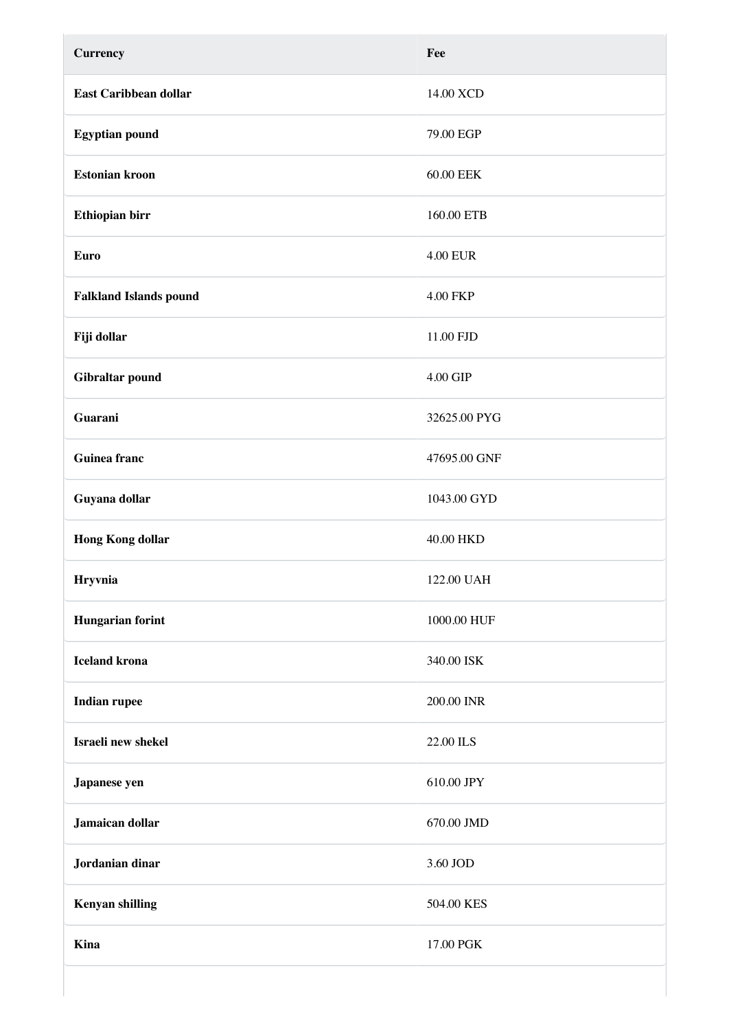| Currency | Fee |
|---|---|
| **East Caribbean dollar** | 14.00 XCD |
| **Egyptian pound** | 79.00 EGP |
| **Estonian kroon** | 60.00 EEK |
| **Ethiopian birr** | 160.00 ETB |
| **Euro** | 4.00 EUR |
| **Falkland Islands pound** | 4.00 FKP |
| **Fiji dollar** | 11.00 FJD |
| **Gibraltar pound** | 4.00 GIP |
| **Guarani** | 32625.00 PYG |
| **Guinea franc** | 47695.00 GNF |
| **Guyana dollar** | 1043.00 GYD |
| **Hong Kong dollar** | 40.00 HKD |
| **Hryvnia** | 122.00 UAH |
| **Hungarian forint** | 1000.00 HUF |
| **Iceland krona** | 340.00 ISK |
| **Indian rupee** | 200.00 INR |
| **Israeli new shekel** | 22.00 ILS |
| **Japanese yen** | 610.00 JPY |
| **Jamaican dollar** | 670.00 JMD |
| **Jordanian dinar** | 3.60 JOD |
| **Kenyan shilling** | 504.00 KES |
| **Kina** | 17.00 PGK |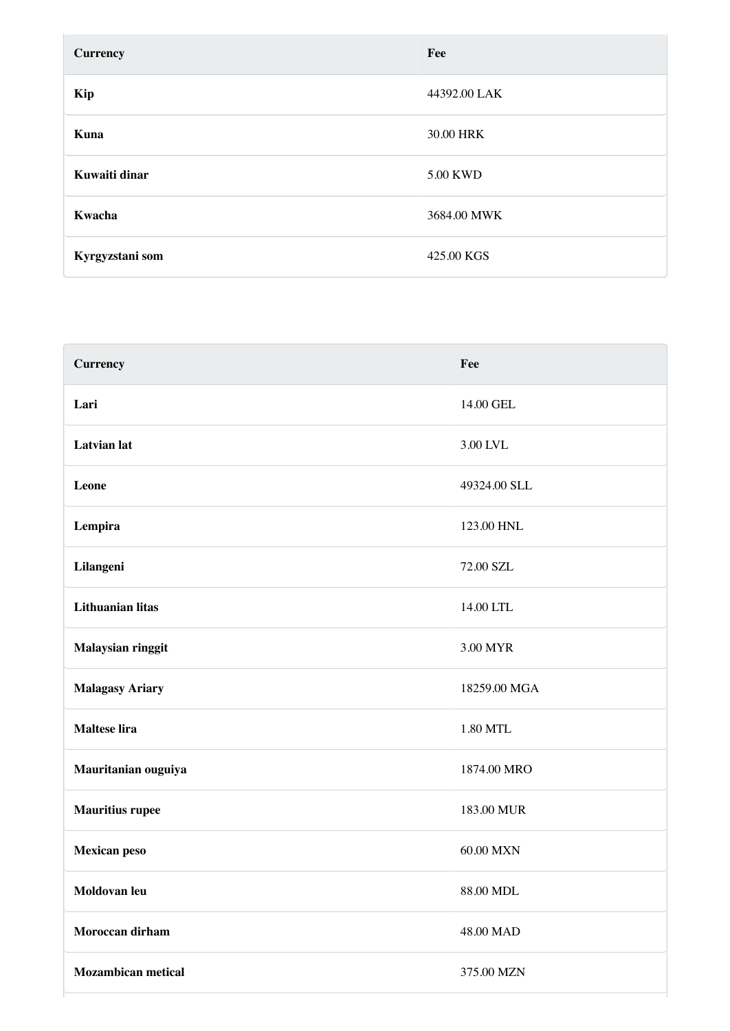| Currency | Fee |
| --- | --- |
| **Kip** | 44392.00 LAK |
| **Kuna** | 30.00 HRK |
| **Kuwaiti dinar** | 5.00 KWD |
| **Kwacha** | 3684.00 MWK |
| **Kyrgyzstani som** | 425.00 KGS |

| Currency | Fee |
| --- | --- |
| **Lari** | 14.00 GEL |
| **Latvian lat** | 3.00 LVL |
| **Leone** | 49324.00 SLL |
| **Lempira** | 123.00 HNL |
| **Lilangeni** | 72.00 SZL |
| **Lithuanian litas** | 14.00 LTL |
| **Malaysian ringgit** | 3.00 MYR |
| **Malagasy Ariary** | 18259.00 MGA |
| **Maltese lira** | 1.80 MTL |
| **Mauritanian ouguiya** | 1874.00 MRO |
| **Mauritius rupee** | 183.00 MUR |
| **Mexican peso** | 60.00 MXN |
| **Moldovan leu** | 88.00 MDL |
| **Moroccan dirham** | 48.00 MAD |
| **Mozambican metical** | 375.00 MZN |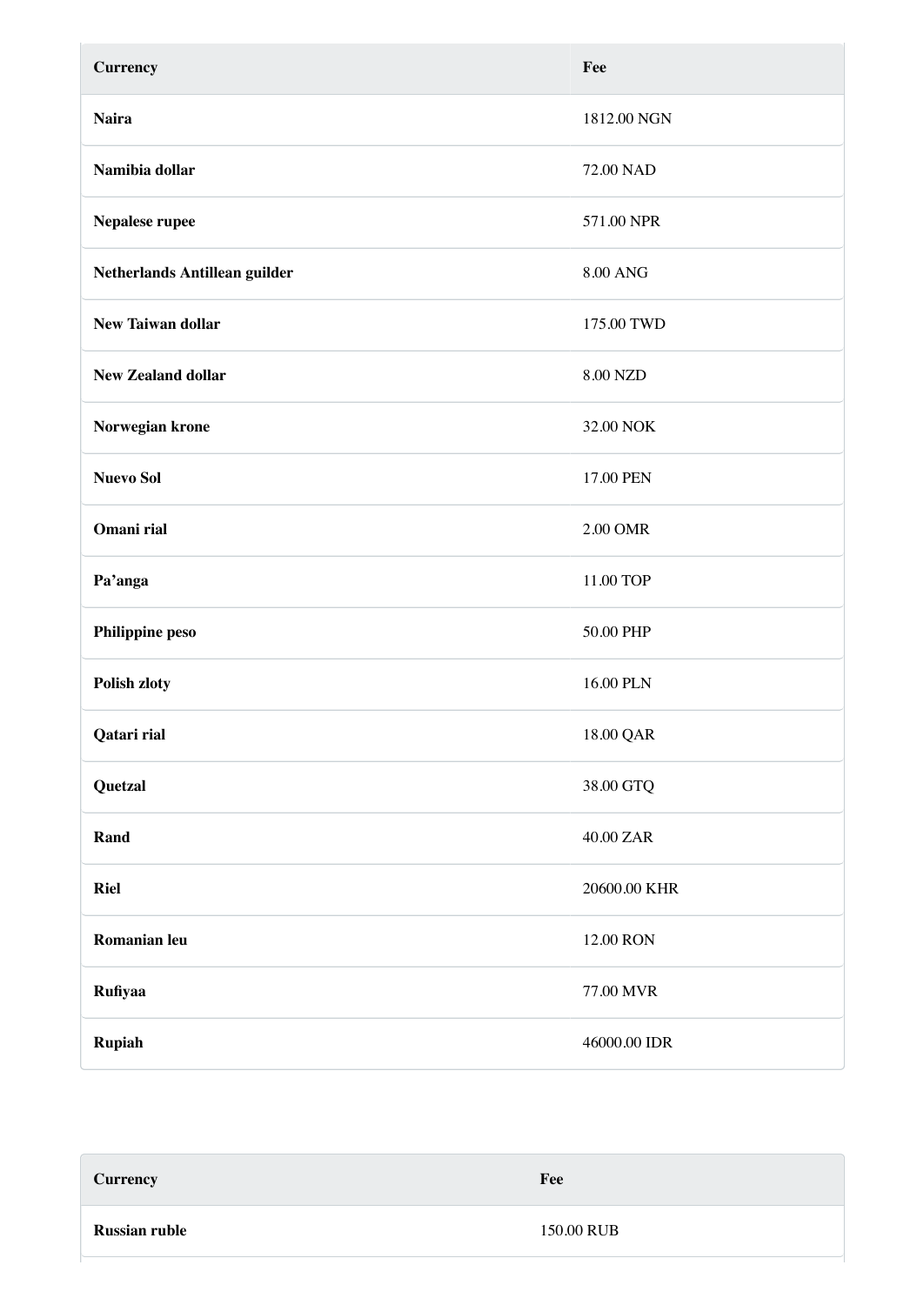| Currency | Fee |
| --- | --- |
| **Naira** | 1812.00 NGN |
| **Namibia dollar** | 72.00 NAD |
| **Nepalese rupee** | 571.00 NPR |
| **Netherlands Antillean guilder** | 8.00 ANG |
| **New Taiwan dollar** | 175.00 TWD |
| **New Zealand dollar** | 8.00 NZD |
| **Norwegian krone** | 32.00 NOK |
| **Nuevo Sol** | 17.00 PEN |
| **Omani rial** | 2.00 OMR |
| **Pa'anga** | 11.00 TOP |
| **Philippine peso** | 50.00 PHP |
| **Polish zloty** | 16.00 PLN |
| **Qatari rial** | 18.00 QAR |
| **Quetzal** | 38.00 GTQ |
| **Rand** | 40.00 ZAR |
| **Riel** | 20600.00 KHR |
| **Romanian leu** | 12.00 RON |
| **Rufiyaa** | 77.00 MVR |
| **Rupiah** | 46000.00 IDR |

| Currency | Fee |
| --- | --- |
| **Russian ruble** | 150.00 RUB |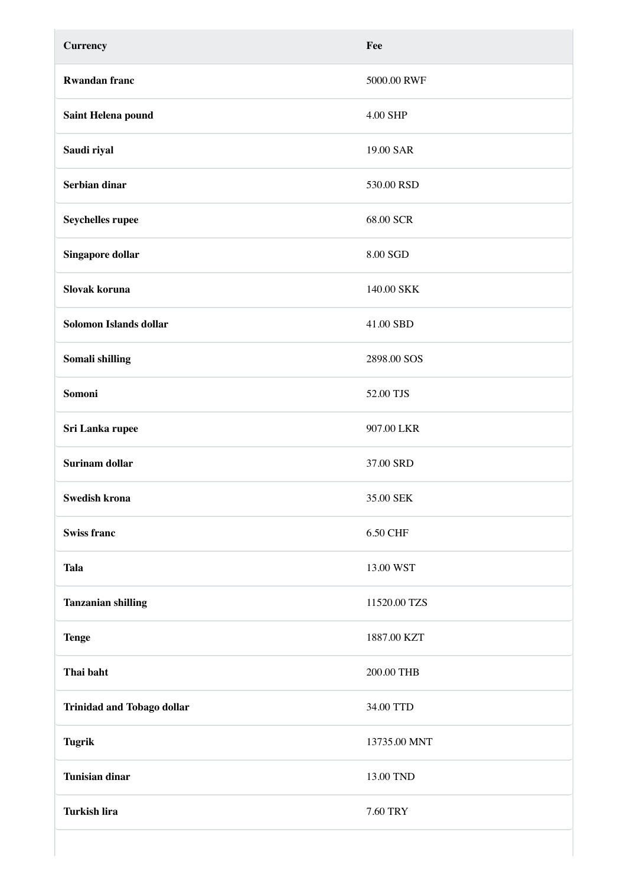| Currency | Fee |
|---|---|
| **Rwandan franc** | 5000.00 RWF |
| **Saint Helena pound** | 4.00 SHP |
| **Saudi riyal** | 19.00 SAR |
| **Serbian dinar** | 530.00 RSD |
| **Seychelles rupee** | 68.00 SCR |
| **Singapore dollar** | 8.00 SGD |
| **Slovak koruna** | 140.00 SKK |
| **Solomon Islands dollar** | 41.00 SBD |
| **Somali shilling** | 2898.00 SOS |
| **Somoni** | 52.00 TJS |
| **Sri Lanka rupee** | 907.00 LKR |
| **Surinam dollar** | 37.00 SRD |
| **Swedish krona** | 35.00 SEK |
| **Swiss franc** | 6.50 CHF |
| **Tala** | 13.00 WST |
| **Tanzanian shilling** | 11520.00 TZS |
| **Tenge** | 1887.00 KZT |
| **Thai baht** | 200.00 THB |
| **Trinidad and Tobago dollar** | 34.00 TTD |
| **Tugrik** | 13735.00 MNT |
| **Tunisian dinar** | 13.00 TND |
| **Turkish lira** | 7.60 TRY |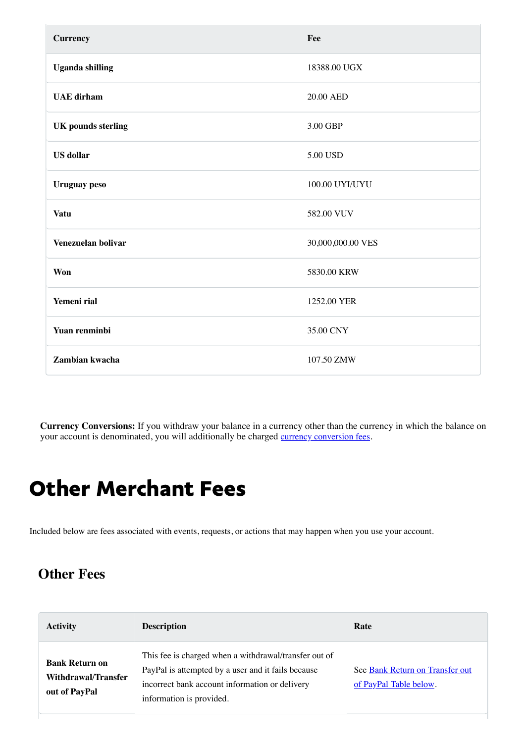| Currency | Fee |
| --- | --- |
| **Uganda shilling** | 18388.00 UGX |
| **UAE dirham** | 20.00 AED |
| **UK pounds sterling** | 3.00 GBP |
| **US dollar** | 5.00 USD |
| **Uruguay peso** | 100.00 UYI/UYU |
| **Vatu** | 582.00 VUV |
| **Venezuelan bolivar** | 30,000,000.00 VES |
| **Won** | 5830.00 KRW |
| **Yemeni rial** | 1252.00 YER |
| **Yuan renminbi** | 35.00 CNY |
| **Zambian kwacha** | 107.50 ZMW |

**Currency Conversions:** If you withdraw your balance in a currency other than the currency in which the balance on your account is denominated, you will additionally be charged currency conversion fees.

# Other Merchant Fees

Included below are fees associated with events, requests, or actions that may happen when you use your account.

## Other Fees

| Activity | Description | Rate |
| --- | --- | --- |
| **Bank Return on Withdrawal/Transfer out of PayPal** | This fee is charged when a withdrawal/transfer out of PayPal is attempted by a user and it fails because incorrect bank account information or delivery information is provided. | See Bank Return on Transfer out of PayPal Table below. |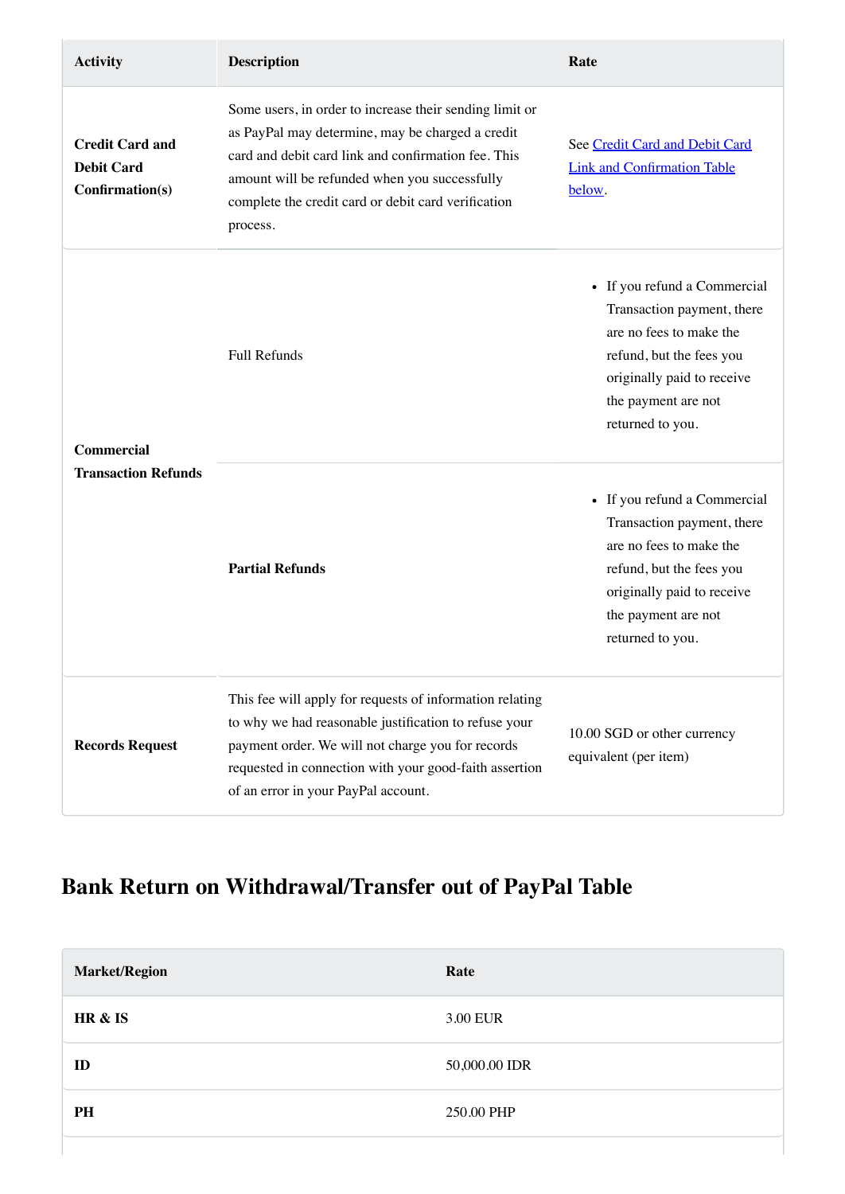| Activity | Description | Rate |
| --- | --- | --- |
| **Credit Card and Debit Card Confirmation(s)** | Some users, in order to increase their sending limit or as PayPal may determine, may be charged a credit card and debit card link and confirmation fee. This amount will be refunded when you successfully complete the credit card or debit card verification process. | See [Credit Card and Debit Card Link and Confirmation Table below](). |
| **Commercial Transaction Refunds** | Full Refunds | • If you refund a Commercial Transaction payment, there are no fees to make the refund, but the fees you originally paid to receive the payment are not returned to you. |
| | **Partial Refunds** | • If you refund a Commercial Transaction payment, there are no fees to make the refund, but the fees you originally paid to receive the payment are not returned to you. |
| **Records Request** | This fee will apply for requests of information relating to why we had reasonable justification to refuse your payment order. We will not charge you for records requested in connection with your good-faith assertion of an error in your PayPal account. | 10.00 SGD or other currency equivalent (per item) |

## Bank Return on Withdrawal/Transfer out of PayPal Table

| Market/Region | Rate |
| --- | --- |
| **HR & IS** | 3.00 EUR |
| **ID** | 50,000.00 IDR |
| **PH** | 250.00 PHP |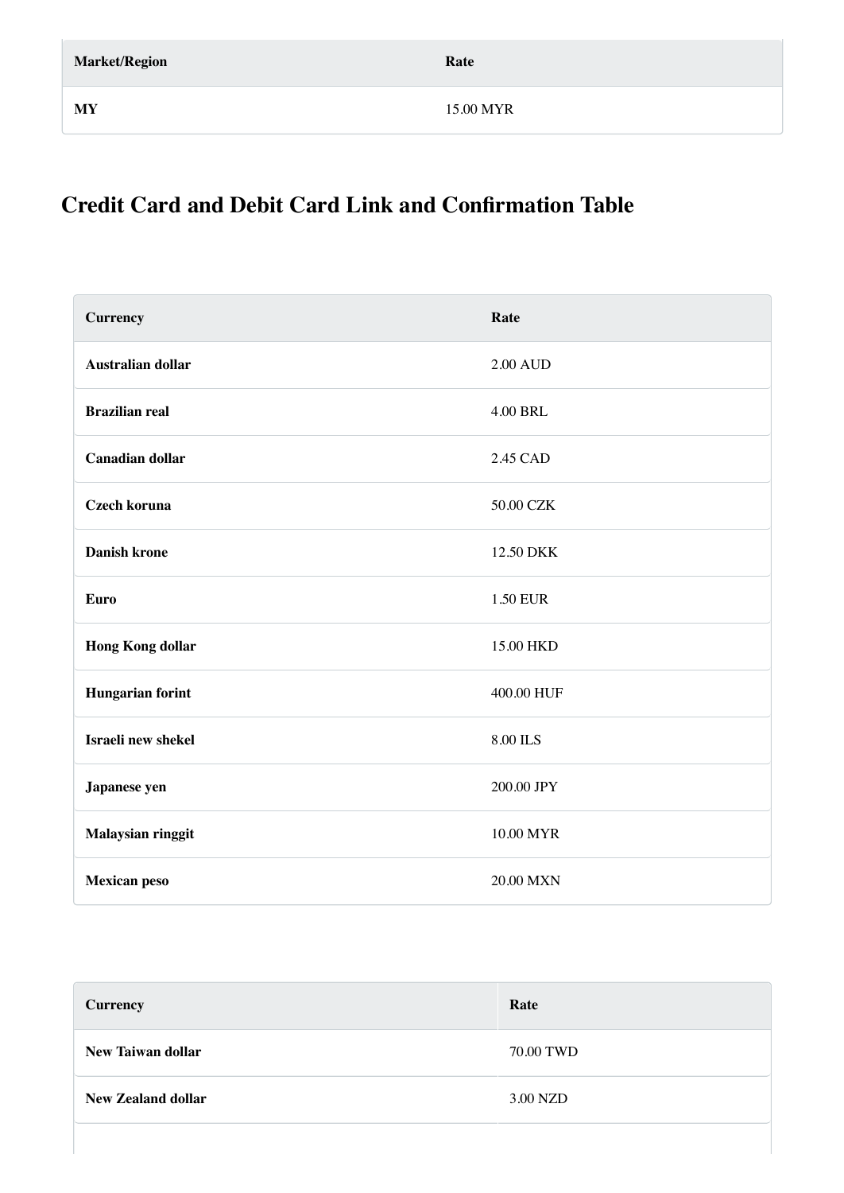| Market/Region | Rate |
| --- | --- |
| **MY** | 15.00 MYR |

## Credit Card and Debit Card Link and Confirmation Table

| Currency | Rate |
| --- | --- |
| **Australian dollar** | 2.00 AUD |
| **Brazilian real** | 4.00 BRL |
| **Canadian dollar** | 2.45 CAD |
| **Czech koruna** | 50.00 CZK |
| **Danish krone** | 12.50 DKK |
| **Euro** | 1.50 EUR |
| **Hong Kong dollar** | 15.00 HKD |
| **Hungarian forint** | 400.00 HUF |
| **Israeli new shekel** | 8.00 ILS |
| **Japanese yen** | 200.00 JPY |
| **Malaysian ringgit** | 10.00 MYR |
| **Mexican peso** | 20.00 MXN |

| Currency | Rate |
| --- | --- |
| **New Taiwan dollar** | 70.00 TWD |
| **New Zealand dollar** | 3.00 NZD |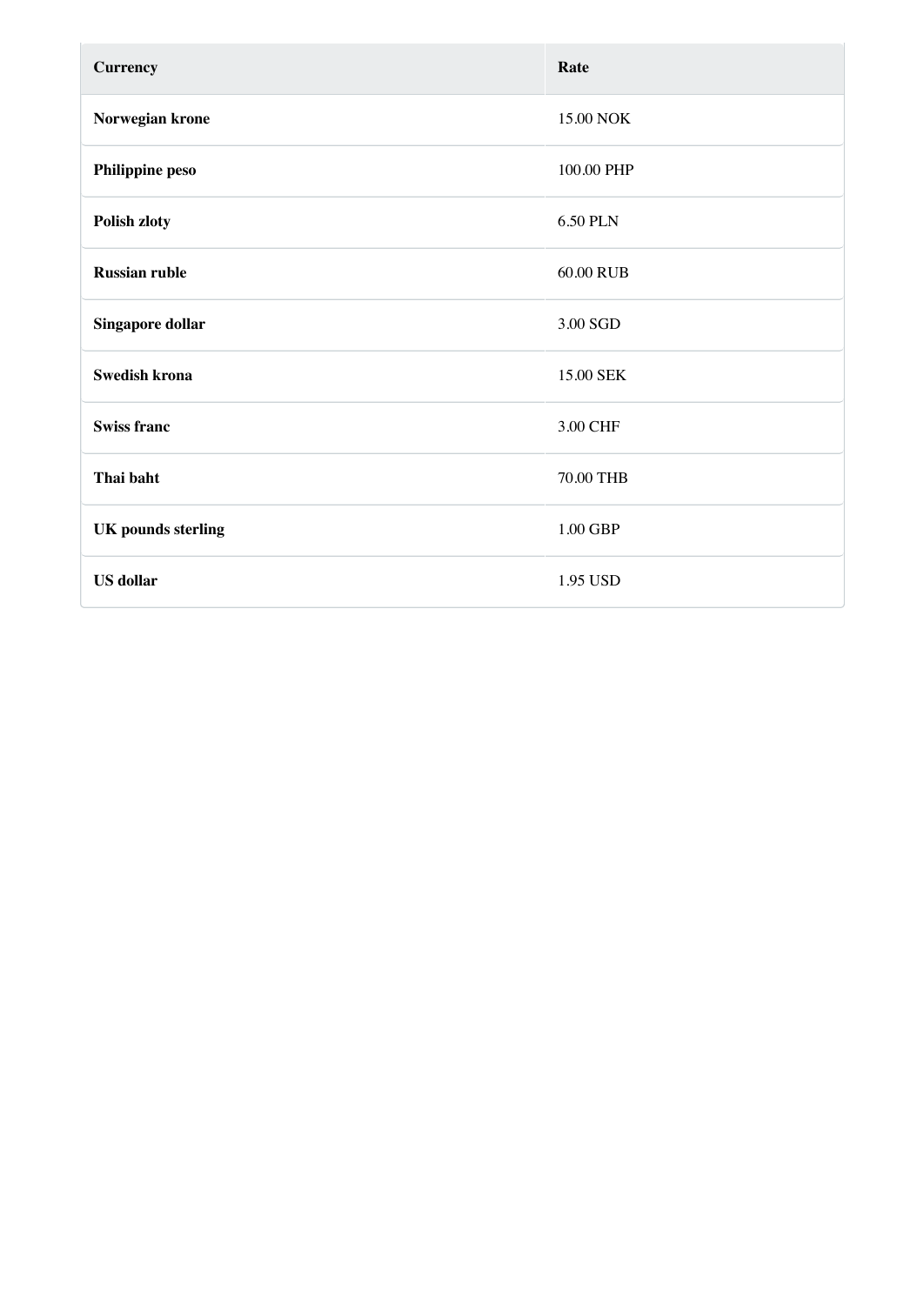| Currency | Rate |
| --- | --- |
| **Norwegian krone** | 15.00 NOK |
| **Philippine peso** | 100.00 PHP |
| **Polish zloty** | 6.50 PLN |
| **Russian ruble** | 60.00 RUB |
| **Singapore dollar** | 3.00 SGD |
| **Swedish krona** | 15.00 SEK |
| **Swiss franc** | 3.00 CHF |
| **Thai baht** | 70.00 THB |
| **UK pounds sterling** | 1.00 GBP |
| **US dollar** | 1.95 USD |